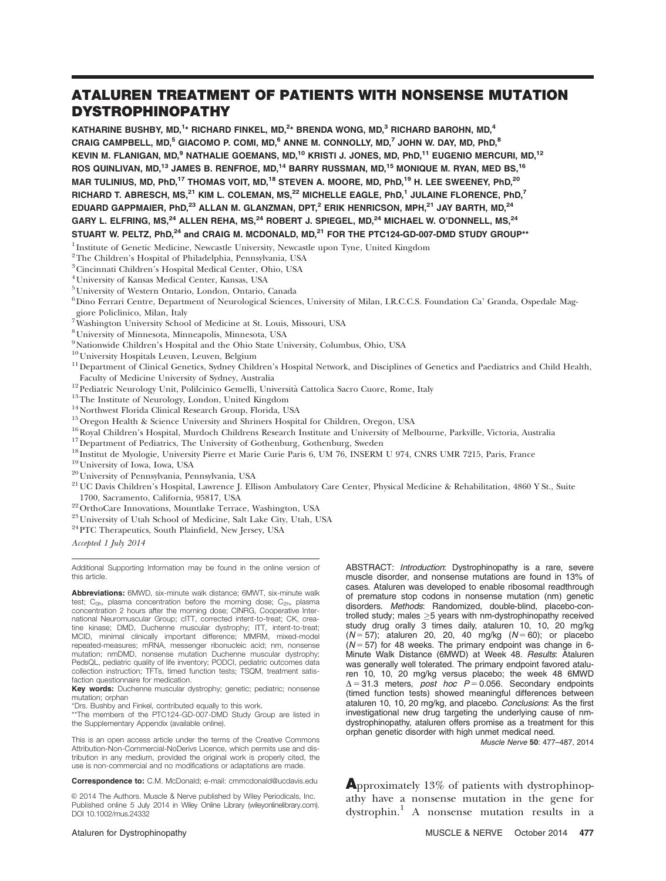# ATALUREN TREATMENT OF PATIENTS WITH NONSENSE MUTATION DYSTROPHINOPATHY

KATHARINE BUSHBY, MD,[1*] RICHARD FINKEL, MD,[2*] BRENDA WONG, MD,[3] RICHARD BAROHN, MD,[4] CRAIG CAMPBELL, MD,[5] GIACOMO P. COMI, MD,[6] ANNE M. CONNOLLY, MD,[7] JOHN W. DAY, MD, PhD,[8] KEVIN M. FLANIGAN, MD,[9] NATHALIE GOEMANS, MD,[10] KRISTI J. JONES, MD, PhD,[11] EUGENIO MERCURI, MD,[12] ROS QUINLIVAN, MD,[13] JAMES B. RENFROE, MD,[14] BARRY RUSSMAN, MD,[15] MONIQUE M. RYAN, MED BS,[16] MAR TULINIUS, MD, PhD,[17] THOMAS VOIT, MD,[18] STEVEN A. MOORE, MD, PhD,[19] H. LEE SWEENEY, PhD,[20] RICHARD T. ABRESCH, MS,[21] KIM L. COLEMAN, MS,[22] MICHELLE EAGLE, PhD,[1] JULAINE FLORENCE, PhD,[7] EDUARD GAPPMAIER, PhD,[23] ALLAN M. GLANZMAN, DPT,[2] ERIK HENRICSON, MPH,[21] JAY BARTH, MD,[24] GARY L. ELFRING, MS,[24] ALLEN REHA, MS,[24] ROBERT J. SPIEGEL, MD,[24] MICHAEL W. O'DONNELL, MS,[24] STUART W. PELTZ, PhD,[24] and CRAIG M. MCDONALD, MD,[21] FOR THE PTC124-GD-007-DMD STUDY GROUP**

[1] Institute of Genetic Medicine, Newcastle University, Newcastle upon Tyne, United Kingdom
[2] The Children's Hospital of Philadelphia, Pennsylvania, USA
[3] Cincinnati Children's Hospital Medical Center, Ohio, USA
[4] University of Kansas Medical Center, Kansas, USA
[5] University of Western Ontario, London, Ontario, Canada
[6] Dino Ferrari Centre, Department of Neurological Sciences, University of Milan, I.R.C.C.S. Foundation Ca' Granda, Ospedale Maggiore Policlinico, Milan, Italy
[7] Washington University School of Medicine at St. Louis, Missouri, USA
[8] University of Minnesota, Minneapolis, Minnesota, USA
[9] Nationwide Children's Hospital and the Ohio State University, Columbus, Ohio, USA
[10] University Hospitals Leuven, Leuven, Belgium
[11] Department of Clinical Genetics, Sydney Children's Hospital Network, and Disciplines of Genetics and Paediatrics and Child Health, Faculty of Medicine University of Sydney, Australia
[12] Pediatric Neurology Unit, Polilcinico Gemelli, Università Cattolica Sacro Cuore, Rome, Italy
[13] The Institute of Neurology, London, United Kingdom
[14] Northwest Florida Clinical Research Group, Florida, USA
[15] Oregon Health & Science University and Shriners Hospital for Children, Oregon, USA
[16] Royal Children's Hospital, Murdoch Childrens Research Institute and University of Melbourne, Parkville, Victoria, Australia
[17] Department of Pediatrics, The University of Gothenburg, Gothenburg, Sweden
[18] Institut de Myologie, University Pierre et Marie Curie Paris 6, UM 76, INSERM U 974, CNRS UMR 7215, Paris, France
[19] University of Iowa, Iowa, USA
[20] University of Pennsylvania, Pennsylvania, USA
[21] UC Davis Children's Hospital, Lawrence J. Ellison Ambulatory Care Center, Physical Medicine & Rehabilitation, 4860 Y St., Suite 1700, Sacramento, California, 95817, USA
[22] OrthoCare Innovations, Mountlake Terrace, Washington, USA
[23] University of Utah School of Medicine, Salt Lake City, Utah, USA
[24] PTC Therapeutics, South Plainfield, New Jersey, USA

*Accepted 1 July 2014*

Additional Supporting Information may be found in the online version of this article.

**Abbreviations:** 6MWD, six-minute walk distance; 6MWT, six-minute walk test; $C_{0h}$, plasma concentration before the morning dose; $C_{2h}$, plasma concentration 2 hours after the morning dose; CINRG, Cooperative International Neuromuscular Group; cITT, corrected intent-to-treat; CK, creatine kinase; DMD, Duchenne muscular dystrophy; ITT, intent-to-treat; MCID, minimal clinically important difference; MMRM, mixed-model repeated-measures; mRNA, messenger ribonucleic acid; nm, nonsense mutation; nmDMD, nonsense mutation Duchenne muscular dystrophy; PedsQL, pediatric quality of life inventory; PODCI, pediatric outcomes data collection instruction; TFTs, timed function tests; TSQM, treatment satisfaction questionnaire for medication.

**Key words:** Duchenne muscular dystrophy; genetic; pediatric; nonsense mutation; orphan

*Drs. Bushby and Finkel, contributed equally to this work.

**The members of the PTC124-GD-007-DMD Study Group are listed in the Supplementary Appendix (available online).

This is an open access article under the terms of the Creative Commons Attribution-Non-Commercial-NoDerivs Licence, which permits use and distribution in any medium, provided the original work is properly cited, the use is non-commercial and no modifications or adaptations are made.

**Correspondence to:** C.M. McDonald; e-mail: cmmcdonald@ucdavis.edu

© 2014 The Authors. Muscle & Nerve published by Wiley Periodicals, Inc. Published online 5 July 2014 in Wiley Online Library (wileyonlinelibrary.com). DOI 10.1002/mus.24332

ABSTRACT: *Introduction*: Dystrophinopathy is a rare, severe muscle disorder, and nonsense mutations are found in 13% of cases. Ataluren was developed to enable ribosomal readthrough of premature stop codons in nonsense mutation (nm) genetic disorders. *Methods*: Randomized, double-blind, placebo-controlled study; males $\geq$5 years with nm-dystrophinopathy received study drug orally 3 times daily, ataluren 10, 10, 20 mg/kg ($N = 57$); ataluren 20, 20, 40 mg/kg ($N = 60$); or placebo ($N = 57$) for 48 weeks. The primary endpoint was change in 6-Minute Walk Distance (6MWD) at Week 48. *Results*: Ataluren was generally well tolerated. The primary endpoint favored ataluren 10, 10, 20 mg/kg versus placebo; the week 48 6MWD $\Delta = 31.3$ meters, *post hoc* $P = 0.056$. Secondary endpoints (timed function tests) showed meaningful differences between ataluren 10, 10, 20 mg/kg, and placebo. *Conclusions*: As the first investigational new drug targeting the underlying cause of nm-dystrophinopathy, ataluren offers promise as a treatment for this orphan genetic disorder with high unmet medical need.

*Muscle Nerve* **50**: 477–487, 2014

Approximately 13% of patients with dystrophinopathy have a nonsense mutation in the gene for dystrophin.[1] A nonsense mutation results in a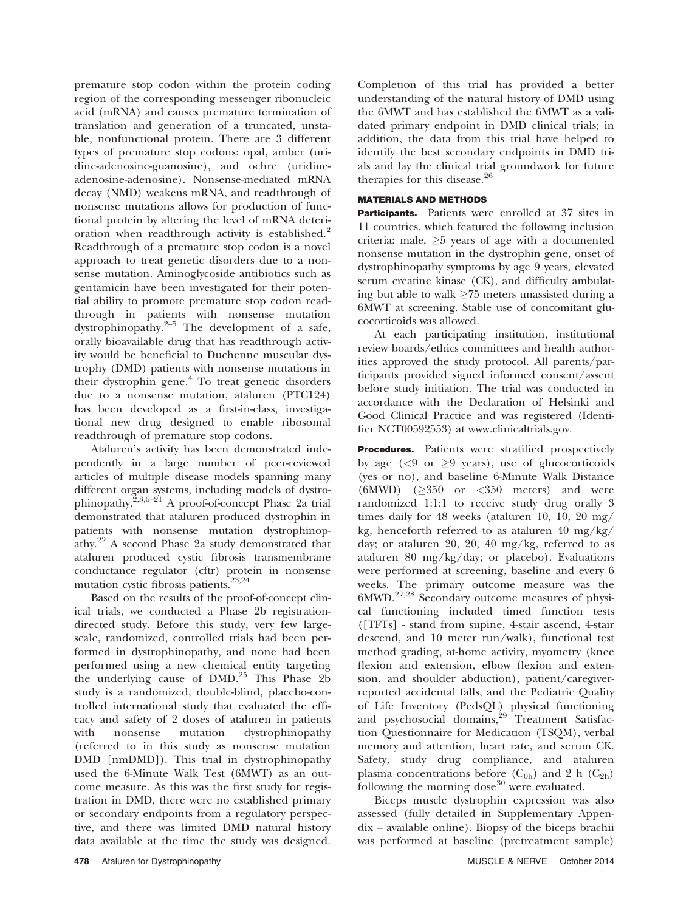premature stop codon within the protein coding region of the corresponding messenger ribonucleic acid (mRNA) and causes premature termination of translation and generation of a truncated, unstable, nonfunctional protein. There are 3 different types of premature stop codons: opal, amber (uridine-adenosine-guanosine), and ochre (uridine-adenosine-adenosine). Nonsense-mediated mRNA decay (NMD) weakens mRNA, and readthrough of nonsense mutations allows for production of functional protein by altering the level of mRNA deterioration when readthrough activity is established.[2] Readthrough of a premature stop codon is a novel approach to treat genetic disorders due to a nonsense mutation. Aminoglycoside antibiotics such as gentamicin have been investigated for their potential ability to promote premature stop codon readthrough in patients with nonsense mutation dystrophinopathy.[2–5] The development of a safe, orally bioavailable drug that has readthrough activity would be beneficial to Duchenne muscular dystrophy (DMD) patients with nonsense mutations in their dystrophin gene.[4] To treat genetic disorders due to a nonsense mutation, ataluren (PTC124) has been developed as a first-in-class, investigational new drug designed to enable ribosomal readthrough of premature stop codons.

Ataluren's activity has been demonstrated independently in a large number of peer-reviewed articles of multiple disease models spanning many different organ systems, including models of dystrophinopathy.[2,3,6–21] A proof-of-concept Phase 2a trial demonstrated that ataluren produced dystrophin in patients with nonsense mutation dystrophinopathy.[22] A second Phase 2a study demonstrated that ataluren produced cystic fibrosis transmembrane conductance regulator (cftr) protein in nonsense mutation cystic fibrosis patients.[23,24]

Based on the results of the proof-of-concept clinical trials, we conducted a Phase 2b registration-directed study. Before this study, very few large-scale, randomized, controlled trials had been performed in dystrophinopathy, and none had been performed using a new chemical entity targeting the underlying cause of DMD.[25] This Phase 2b study is a randomized, double-blind, placebo-controlled international study that evaluated the efficacy and safety of 2 doses of ataluren in patients with nonsense mutation dystrophinopathy (referred to in this study as nonsense mutation DMD [nmDMD]). This trial in dystrophinopathy used the 6-Minute Walk Test (6MWT) as an outcome measure. As this was the first study for registration in DMD, there were no established primary or secondary endpoints from a regulatory perspective, and there was limited DMD natural history data available at the time the study was designed. Completion of this trial has provided a better understanding of the natural history of DMD using the 6MWT and has established the 6MWT as a validated primary endpoint in DMD clinical trials; in addition, the data from this trial have helped to identify the best secondary endpoints in DMD trials and lay the clinical trial groundwork for future therapies for this disease.[26]

## MATERIALS AND METHODS

**Participants.** Patients were enrolled at 37 sites in 11 countries, which featured the following inclusion criteria: male, $\geq$5 years of age with a documented nonsense mutation in the dystrophin gene, onset of dystrophinopathy symptoms by age 9 years, elevated serum creatine kinase (CK), and difficulty ambulating but able to walk $\geq$75 meters unassisted during a 6MWT at screening. Stable use of concomitant glucocorticoids was allowed.

At each participating institution, institutional review boards/ethics committees and health authorities approved the study protocol. All parents/participants provided signed informed consent/assent before study initiation. The trial was conducted in accordance with the Declaration of Helsinki and Good Clinical Practice and was registered (Identifier NCT00592553) at www.clinicaltrials.gov.

**Procedures.** Patients were stratified prospectively by age ($<$9 or $\geq$9 years), use of glucocorticoids (yes or no), and baseline 6-Minute Walk Distance (6MWD) ($\geq$350 or $<$350 meters) and were randomized 1:1:1 to receive study drug orally 3 times daily for 48 weeks (ataluren 10, 10, 20 mg/kg, henceforth referred to as ataluren 40 mg/kg/day; or ataluren 20, 20, 40 mg/kg, referred to as ataluren 80 mg/kg/day; or placebo). Evaluations were performed at screening, baseline and every 6 weeks. The primary outcome measure was the 6MWD.[27,28] Secondary outcome measures of physical functioning included timed function tests ([TFTs] - stand from supine, 4-stair ascend, 4-stair descend, and 10 meter run/walk), functional test method grading, at-home activity, myometry (knee flexion and extension, elbow flexion and extension, and shoulder abduction), patient/caregiver-reported accidental falls, and the Pediatric Quality of Life Inventory (PedsQL) physical functioning and psychosocial domains,[29] Treatment Satisfaction Questionnaire for Medication (TSQM), verbal memory and attention, heart rate, and serum CK. Safety, study drug compliance, and ataluren plasma concentrations before ($C_{0h}$) and 2 h ($C_{2h}$) following the morning dose[30] were evaluated.

Biceps muscle dystrophin expression was also assessed (fully detailed in Supplementary Appendix – available online). Biopsy of the biceps brachii was performed at baseline (pretreatment sample)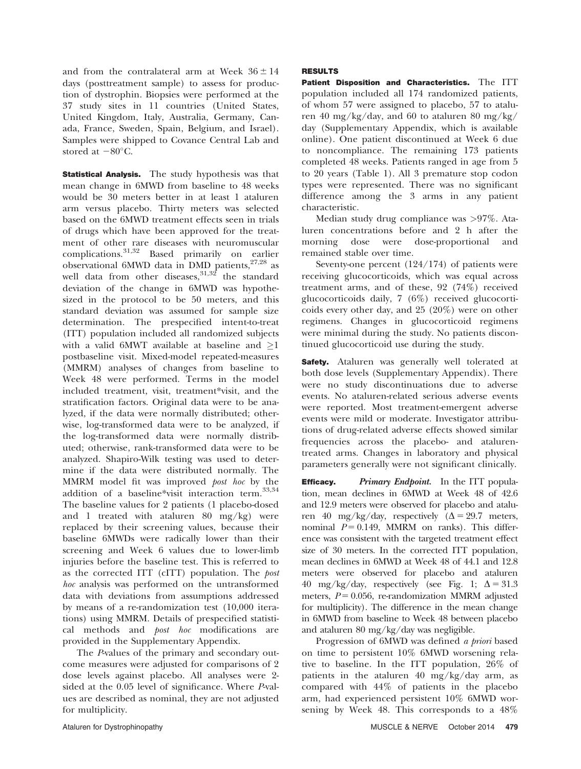and from the contralateral arm at Week 36 ± 14 days (posttreatment sample) to assess for production of dystrophin. Biopsies were performed at the 37 study sites in 11 countries (United States, United Kingdom, Italy, Australia, Germany, Canada, France, Sweden, Spain, Belgium, and Israel). Samples were shipped to Covance Central Lab and stored at −80°C.

**Statistical Analysis.** The study hypothesis was that mean change in 6MWD from baseline to 48 weeks would be 30 meters better in at least 1 ataluren arm versus placebo. Thirty meters was selected based on the 6MWD treatment effects seen in trials of drugs which have been approved for the treatment of other rare diseases with neuromuscular complications.[31,32] Based primarily on earlier observational 6MWD data in DMD patients,[27,28] as well data from other diseases,[31,32] the standard deviation of the change in 6MWD was hypothesized in the protocol to be 50 meters, and this standard deviation was assumed for sample size determination. The prespecified intent-to-treat (ITT) population included all randomized subjects with a valid 6MWT available at baseline and ≥1 postbaseline visit. Mixed-model repeated-measures (MMRM) analyses of changes from baseline to Week 48 were performed. Terms in the model included treatment, visit, treatment*visit, and the stratification factors. Original data were to be analyzed, if the data were normally distributed; otherwise, log-transformed data were to be analyzed, if the log-transformed data were normally distributed; otherwise, rank-transformed data were to be analyzed. Shapiro-Wilk testing was used to determine if the data were distributed normally. The MMRM model fit was improved *post hoc* by the addition of a baseline*visit interaction term.[33,34] The baseline values for 2 patients (1 placebo-dosed and 1 treated with ataluren 80 mg/kg) were replaced by their screening values, because their baseline 6MWDs were radically lower than their screening and Week 6 values due to lower-limb injuries before the baseline test. This is referred to as the corrected ITT (cITT) population. The *post hoc* analysis was performed on the untransformed data with deviations from assumptions addressed by means of a re-randomization test (10,000 iterations) using MMRM. Details of prespecified statistical methods and *post hoc* modifications are provided in the Supplementary Appendix.

The *P*-values of the primary and secondary outcome measures were adjusted for comparisons of 2 dose levels against placebo. All analyses were 2-sided at the 0.05 level of significance. Where *P*-values are described as nominal, they are not adjusted for multiplicity.

## RESULTS

**Patient Disposition and Characteristics.** The ITT population included all 174 randomized patients, of whom 57 were assigned to placebo, 57 to ataluren 40 mg/kg/day, and 60 to ataluren 80 mg/kg/day (Supplementary Appendix, which is available online). One patient discontinued at Week 6 due to noncompliance. The remaining 173 patients completed 48 weeks. Patients ranged in age from 5 to 20 years (Table 1). All 3 premature stop codon types were represented. There was no significant difference among the 3 arms in any patient characteristic.

Median study drug compliance was >97%. Ataluren concentrations before and 2 h after the morning dose were dose-proportional and remained stable over time.

Seventy-one percent (124/174) of patients were receiving glucocorticoids, which was equal across treatment arms, and of these, 92 (74%) received glucocorticoids daily, 7 (6%) received glucocorticoids every other day, and 25 (20%) were on other regimens. Changes in glucocorticoid regimens were minimal during the study. No patients discontinued glucocorticoid use during the study.

**Safety.** Ataluren was generally well tolerated at both dose levels (Supplementary Appendix). There were no study discontinuations due to adverse events. No ataluren-related serious adverse events were reported. Most treatment-emergent adverse events were mild or moderate. Investigator attributions of drug-related adverse effects showed similar frequencies across the placebo- and ataluren-treated arms. Changes in laboratory and physical parameters generally were not significant clinically.

**Efficacy.** ***Primary Endpoint.*** In the ITT population, mean declines in 6MWD at Week 48 of 42.6 and 12.9 meters were observed for placebo and ataluren 40 mg/kg/day, respectively ($\Delta = 29.7$ meters, nominal $P = 0.149$, MMRM on ranks). This difference was consistent with the targeted treatment effect size of 30 meters. In the corrected ITT population, mean declines in 6MWD at Week 48 of 44.1 and 12.8 meters were observed for placebo and ataluren 40 mg/kg/day, respectively (see Fig. 1; $\Delta = 31.3$ meters, $P = 0.056$, re-randomization MMRM adjusted for multiplicity). The difference in the mean change in 6MWD from baseline to Week 48 between placebo and ataluren 80 mg/kg/day was negligible.

Progression of 6MWD was defined *a priori* based on time to persistent 10% 6MWD worsening relative to baseline. In the ITT population, 26% of patients in the ataluren 40 mg/kg/day arm, as compared with 44% of patients in the placebo arm, had experienced persistent 10% 6MWD worsening by Week 48. This corresponds to a 48%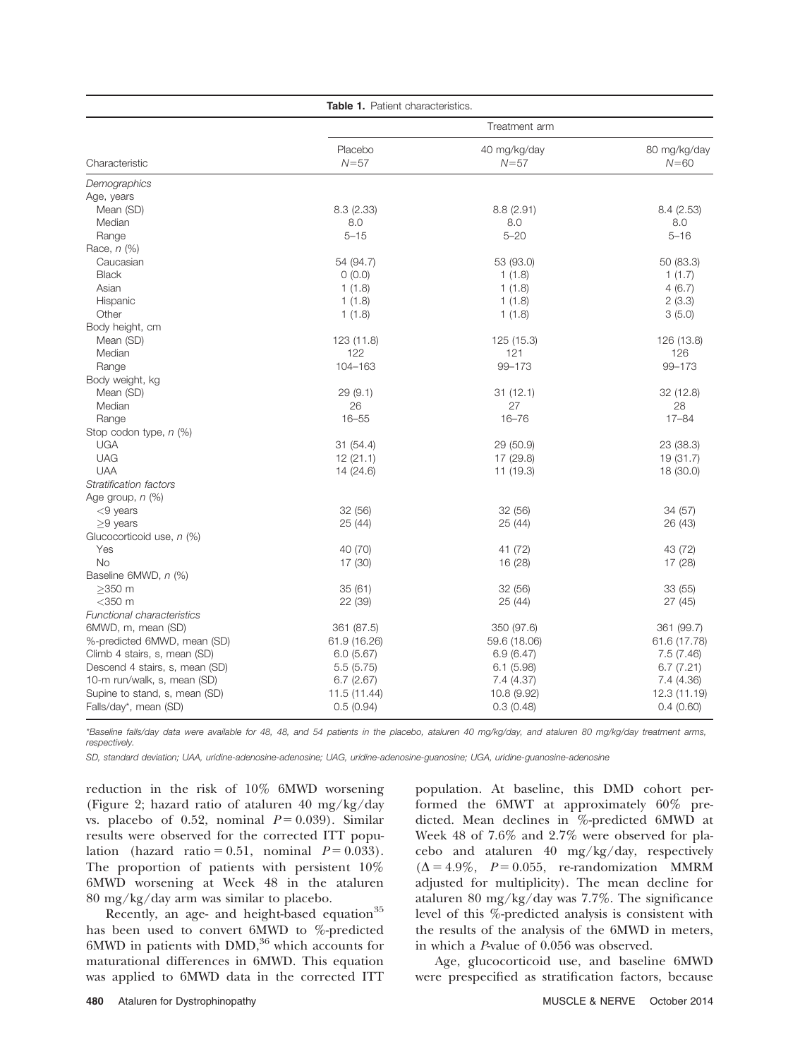**Table 1.** Patient characteristics.

| Characteristic | Treatment arm | | |
|---|---|---|---|
| | Placebo $N=57$ | 40 mg/kg/day $N=57$ | 80 mg/kg/day $N=60$ |
| *Demographics* | | | |
| Age, years | | | |
| Mean (SD) | 8.3 (2.33) | 8.8 (2.91) | 8.4 (2.53) |
| Median | 8.0 | 8.0 | 8.0 |
| Range | 5–15 | 5–20 | 5–16 |
| Race, *n* (%) | | | |
| Caucasian | 54 (94.7) | 53 (93.0) | 50 (83.3) |
| Black | 0 (0.0) | 1 (1.8) | 1 (1.7) |
| Asian | 1 (1.8) | 1 (1.8) | 4 (6.7) |
| Hispanic | 1 (1.8) | 1 (1.8) | 2 (3.3) |
| Other | 1 (1.8) | 1 (1.8) | 3 (5.0) |
| Body height, cm | | | |
| Mean (SD) | 123 (11.8) | 125 (15.3) | 126 (13.8) |
| Median | 122 | 121 | 126 |
| Range | 104–163 | 99–173 | 99–173 |
| Body weight, kg | | | |
| Mean (SD) | 29 (9.1) | 31 (12.1) | 32 (12.8) |
| Median | 26 | 27 | 28 |
| Range | 16–55 | 16–76 | 17–84 |
| Stop codon type, *n* (%) | | | |
| UGA | 31 (54.4) | 29 (50.9) | 23 (38.3) |
| UAG | 12 (21.1) | 17 (29.8) | 19 (31.7) |
| UAA | 14 (24.6) | 11 (19.3) | 18 (30.0) |
| *Stratification factors* | | | |
| Age group, *n* (%) | | | |
| <9 years | 32 (56) | 32 (56) | 34 (57) |
| ≥9 years | 25 (44) | 25 (44) | 26 (43) |
| Glucocorticoid use, *n* (%) | | | |
| Yes | 40 (70) | 41 (72) | 43 (72) |
| No | 17 (30) | 16 (28) | 17 (28) |
| Baseline 6MWD, *n* (%) | | | |
| ≥350 m | 35 (61) | 32 (56) | 33 (55) |
| <350 m | 22 (39) | 25 (44) | 27 (45) |
| *Functional characteristics* | | | |
| 6MWD, m, mean (SD) | 361 (87.5) | 350 (97.6) | 361 (99.7) |
| %-predicted 6MWD, mean (SD) | 61.9 (16.26) | 59.6 (18.06) | 61.6 (17.78) |
| Climb 4 stairs, s, mean (SD) | 6.0 (5.67) | 6.9 (6.47) | 7.5 (7.46) |
| Descend 4 stairs, s, mean (SD) | 5.5 (5.75) | 6.1 (5.98) | 6.7 (7.21) |
| 10-m run/walk, s, mean (SD) | 6.7 (2.67) | 7.4 (4.37) | 7.4 (4.36) |
| Supine to stand, s, mean (SD) | 11.5 (11.44) | 10.8 (9.92) | 12.3 (11.19) |
| Falls/day*, mean (SD) | 0.5 (0.94) | 0.3 (0.48) | 0.4 (0.60) |

*Baseline falls/day data were available for 48, 48, and 54 patients in the placebo, ataluren 40 mg/kg/day, and ataluren 80 mg/kg/day treatment arms, respectively.

SD, standard deviation; UAA, uridine-adenosine-adenosine; UAG, uridine-adenosine-guanosine; UGA, uridine-guanosine-adenosine

reduction in the risk of 10% 6MWD worsening (Figure 2; hazard ratio of ataluren 40 mg/kg/day vs. placebo of 0.52, nominal $P = 0.039$). Similar results were observed for the corrected ITT population (hazard ratio $= 0.51$, nominal $P = 0.033$). The proportion of patients with persistent 10% 6MWD worsening at Week 48 in the ataluren 80 mg/kg/day arm was similar to placebo.

Recently, an age- and height-based equation[35] has been used to convert 6MWD to %-predicted 6MWD in patients with DMD,[36] which accounts for maturational differences in 6MWD. This equation was applied to 6MWD data in the corrected ITT population. At baseline, this DMD cohort performed the 6MWT at approximately 60% predicted. Mean declines in %-predicted 6MWD at Week 48 of 7.6% and 2.7% were observed for placebo and ataluren 40 mg/kg/day, respectively ($\Delta = 4.9\%$, $P = 0.055$, re-randomization MMRM adjusted for multiplicity). The mean decline for ataluren 80 mg/kg/day was 7.7%. The significance level of this %-predicted analysis is consistent with the results of the analysis of the 6MWD in meters, in which a *P*-value of 0.056 was observed.

Age, glucocorticoid use, and baseline 6MWD were prespecified as stratification factors, because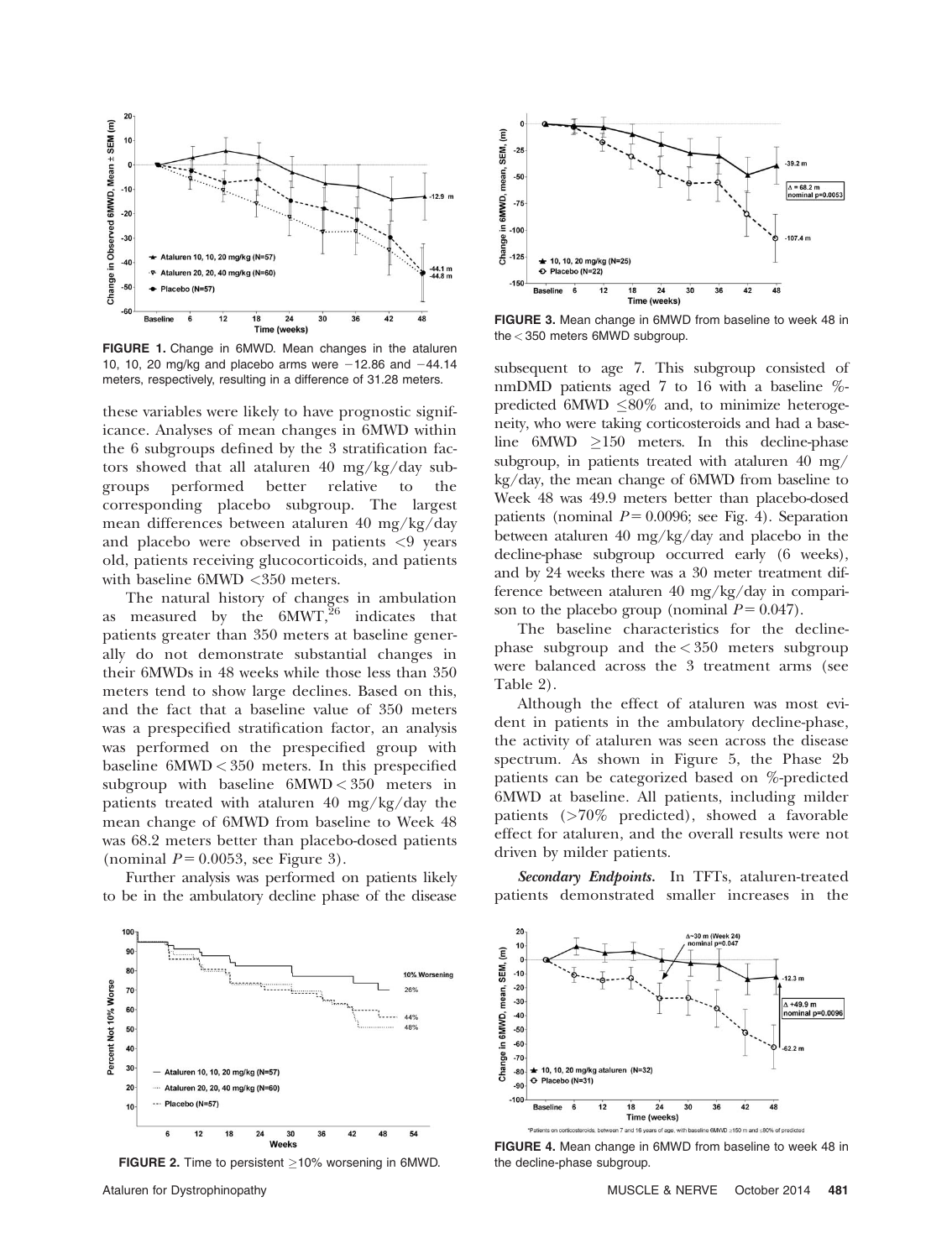FIGURE 1. Change in 6MWD. Mean changes in the ataluren 10, 10, 20 mg/kg and placebo arms were −12.86 and −44.14 meters, respectively, resulting in a difference of 31.28 meters.

these variables were likely to have prognostic significance. Analyses of mean changes in 6MWD within the 6 subgroups defined by the 3 stratification factors showed that all ataluren 40 mg/kg/day subgroups performed better relative to the corresponding placebo subgroup. The largest mean differences between ataluren 40 mg/kg/day and placebo were observed in patients <9 years old, patients receiving glucocorticoids, and patients with baseline 6MWD <350 meters.

The natural history of changes in ambulation as measured by the 6MWT,[26] indicates that patients greater than 350 meters at baseline generally do not demonstrate substantial changes in their 6MWDs in 48 weeks while those less than 350 meters tend to show large declines. Based on this, and the fact that a baseline value of 350 meters was a prespecified stratification factor, an analysis was performed on the prespecified group with baseline 6MWD < 350 meters. In this prespecified subgroup with baseline 6MWD < 350 meters in patients treated with ataluren 40 mg/kg/day the mean change of 6MWD from baseline to Week 48 was 68.2 meters better than placebo-dosed patients (nominal $P = 0.0053$, see Figure 3).

Further analysis was performed on patients likely to be in the ambulatory decline phase of the disease subsequent to age 7. This subgroup consisted of nmDMD patients aged 7 to 16 with a baseline %-predicted 6MWD ≤80% and, to minimize heterogeneity, who were taking corticosteroids and had a baseline 6MWD ≥150 meters. In this decline-phase subgroup, in patients treated with ataluren 40 mg/kg/day, the mean change of 6MWD from baseline to Week 48 was 49.9 meters better than placebo-dosed patients (nominal $P = 0.0096$; see Fig. 4). Separation between ataluren 40 mg/kg/day and placebo in the decline-phase subgroup occurred early (6 weeks), and by 24 weeks there was a 30 meter treatment difference between ataluren 40 mg/kg/day in comparison to the placebo group (nominal $P = 0.047$).

FIGURE 2. Time to persistent ≥10% worsening in 6MWD.

FIGURE 3. Mean change in 6MWD from baseline to week 48 in the < 350 meters 6MWD subgroup.

The baseline characteristics for the decline-phase subgroup and the < 350 meters subgroup were balanced across the 3 treatment arms (see Table 2).

Although the effect of ataluren was most evident in patients in the ambulatory decline-phase, the activity of ataluren was seen across the disease spectrum. As shown in Figure 5, the Phase 2b patients can be categorized based on %-predicted 6MWD at baseline. All patients, including milder patients (>70% predicted), showed a favorable effect for ataluren, and the overall results were not driven by milder patients.

***Secondary Endpoints.*** In TFTs, ataluren-treated patients demonstrated smaller increases in the

*Patients on corticosteroids, between 7 and 16 years of age, with baseline 6MWD ≥150 m and ≤80% of predicted

FIGURE 4. Mean change in 6MWD from baseline to week 48 in the decline-phase subgroup.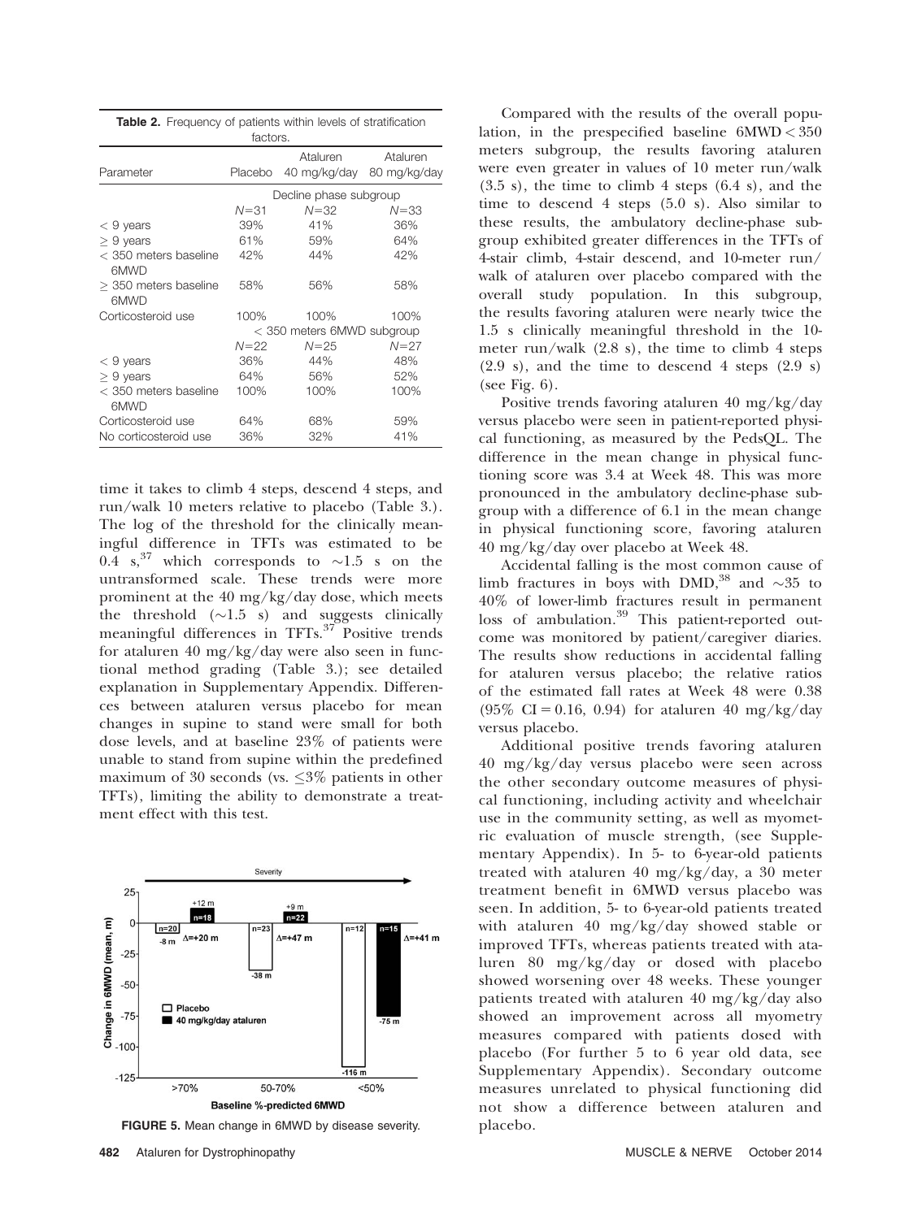**Table 2.** Frequency of patients within levels of stratification factors.

| Parameter | Placebo | Ataluren 40 mg/kg/day | Ataluren 80 mg/kg/day |
|---|---|---|---|
| | Decline phase subgroup | | |
| | $N=31$ | $N=32$ | $N=33$ |
| < 9 years | 39% | 41% | 36% |
| ≥ 9 years | 61% | 59% | 64% |
| < 350 meters baseline 6MWD | 42% | 44% | 42% |
| ≥ 350 meters baseline 6MWD | 58% | 56% | 58% |
| Corticosteroid use | 100% | 100% | 100% |
| | < 350 meters 6MWD subgroup | | |
| | $N=22$ | $N=25$ | $N=27$ |
| < 9 years | 36% | 44% | 48% |
| ≥ 9 years | 64% | 56% | 52% |
| < 350 meters baseline 6MWD | 100% | 100% | 100% |
| Corticosteroid use | 64% | 68% | 59% |
| No corticosteroid use | 36% | 32% | 41% |

time it takes to climb 4 steps, descend 4 steps, and run/walk 10 meters relative to placebo (Table 3.). The log of the threshold for the clinically meaningful difference in TFTs was estimated to be 0.4 s,[37] which corresponds to ~1.5 s on the untransformed scale. These trends were more prominent at the 40 mg/kg/day dose, which meets the threshold (~1.5 s) and suggests clinically meaningful differences in TFTs.[37] Positive trends for ataluren 40 mg/kg/day were also seen in functional method grading (Table 3.); see detailed explanation in Supplementary Appendix. Differences between ataluren versus placebo for mean changes in supine to stand were small for both dose levels, and at baseline 23% of patients were unable to stand from supine within the predefined maximum of 30 seconds (vs. ≤3% patients in other TFTs), limiting the ability to demonstrate a treatment effect with this test.

**FIGURE 5.** Mean change in 6MWD by disease severity.

Compared with the results of the overall population, in the prespecified baseline 6MWD < 350 meters subgroup, the results favoring ataluren were even greater in values of 10 meter run/walk (3.5 s), the time to climb 4 steps (6.4 s), and the time to descend 4 steps (5.0 s). Also similar to these results, the ambulatory decline-phase subgroup exhibited greater differences in the TFTs of 4-stair climb, 4-stair descend, and 10-meter run/walk of ataluren over placebo compared with the overall study population. In this subgroup, the results favoring ataluren were nearly twice the 1.5 s clinically meaningful threshold in the 10-meter run/walk (2.8 s), the time to climb 4 steps (2.9 s), and the time to descend 4 steps (2.9 s) (see Fig. 6).

Positive trends favoring ataluren 40 mg/kg/day versus placebo were seen in patient-reported physical functioning, as measured by the PedsQL. The difference in the mean change in physical functioning score was 3.4 at Week 48. This was more pronounced in the ambulatory decline-phase subgroup with a difference of 6.1 in the mean change in physical functioning score, favoring ataluren 40 mg/kg/day over placebo at Week 48.

Accidental falling is the most common cause of limb fractures in boys with DMD,[38] and ~35 to 40% of lower-limb fractures result in permanent loss of ambulation.[39] This patient-reported outcome was monitored by patient/caregiver diaries. The results show reductions in accidental falling for ataluren versus placebo; the relative ratios of the estimated fall rates at Week 48 were 0.38 (95% CI = 0.16, 0.94) for ataluren 40 mg/kg/day versus placebo.

Additional positive trends favoring ataluren 40 mg/kg/day versus placebo were seen across the other secondary outcome measures of physical functioning, including activity and wheelchair use in the community setting, as well as myometric evaluation of muscle strength, (see Supplementary Appendix). In 5- to 6-year-old patients treated with ataluren 40 mg/kg/day, a 30 meter treatment benefit in 6MWD versus placebo was seen. In addition, 5- to 6-year-old patients treated with ataluren 40 mg/kg/day showed stable or improved TFTs, whereas patients treated with ataluren 80 mg/kg/day or dosed with placebo showed worsening over 48 weeks. These younger patients treated with ataluren 40 mg/kg/day also showed an improvement across all myometry measures compared with patients dosed with placebo (For further 5 to 6 year old data, see Supplementary Appendix). Secondary outcome measures unrelated to physical functioning did not show a difference between ataluren and placebo.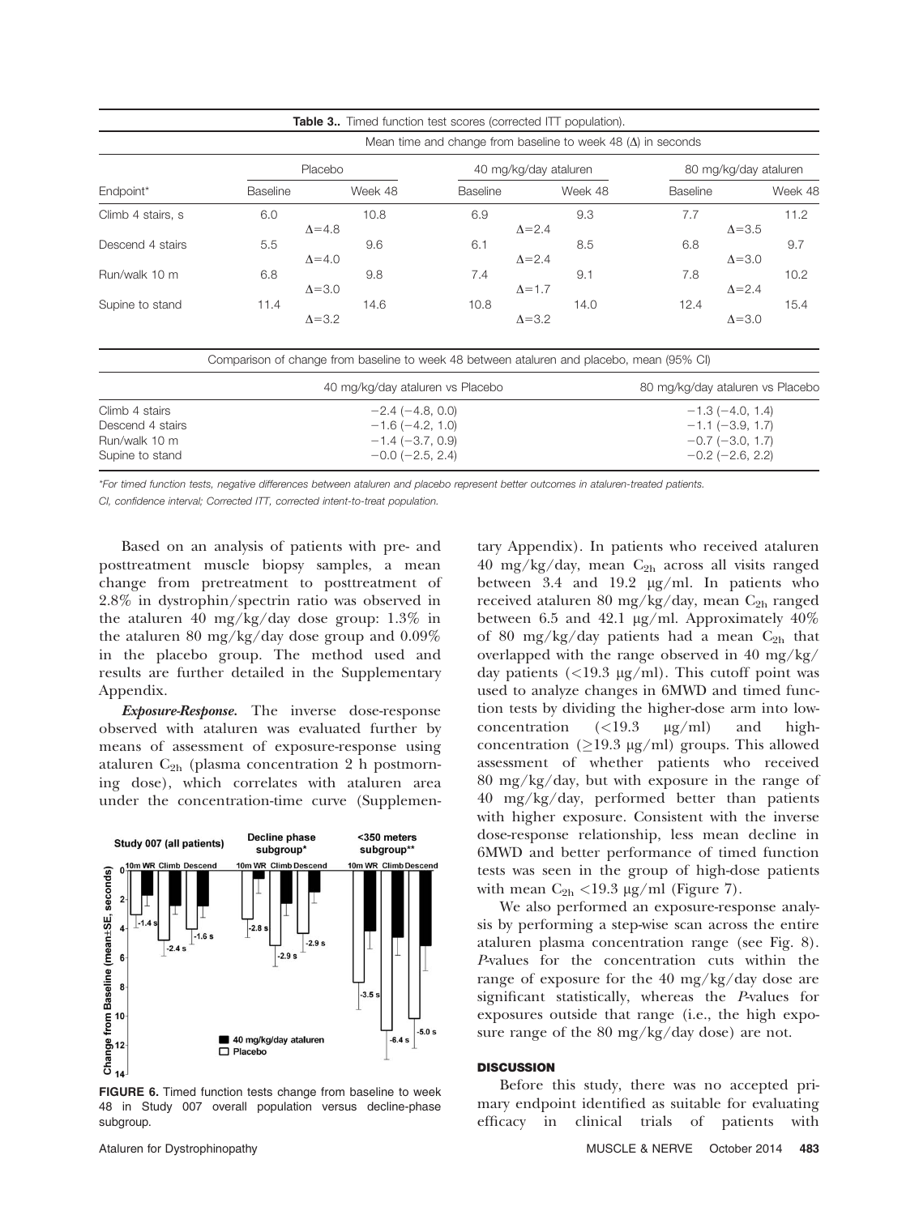**Table 3.** Timed function test scores (corrected ITT population).

| Endpoint* | Placebo Baseline | | Placebo Week 48 | 40 mg/kg/day ataluren Baseline | | 40 mg/kg/day ataluren Week 48 | 80 mg/kg/day ataluren Baseline | | 80 mg/kg/day ataluren Week 48 |
|---|---|---|---|---|---|---|---|---|---|
| | Mean time and change from baseline to week 48 (Δ) in seconds | | | | | | | | |
| Climb 4 stairs, s | 6.0 | Δ=4.8 | 10.8 | 6.9 | Δ=2.4 | 9.3 | 7.7 | Δ=3.5 | 11.2 |
| Descend 4 stairs | 5.5 | Δ=4.0 | 9.6 | 6.1 | Δ=2.4 | 8.5 | 6.8 | Δ=3.0 | 9.7 |
| Run/walk 10 m | 6.8 | Δ=3.0 | 9.8 | 7.4 | Δ=1.7 | 9.1 | 7.8 | Δ=2.4 | 10.2 |
| Supine to stand | 11.4 | Δ=3.2 | 14.6 | 10.8 | Δ=3.2 | 14.0 | 12.4 | Δ=3.0 | 15.4 |

Comparison of change from baseline to week 48 between ataluren and placebo, mean (95% CI)

| | 40 mg/kg/day ataluren vs Placebo | 80 mg/kg/day ataluren vs Placebo |
|---|---|---|
| Climb 4 stairs | −2.4 (−4.8, 0.0) | −1.3 (−4.0, 1.4) |
| Descend 4 stairs | −1.6 (−4.2, 1.0) | −1.1 (−3.9, 1.7) |
| Run/walk 10 m | −1.4 (−3.7, 0.9) | −0.7 (−3.0, 1.7) |
| Supine to stand | −0.0 (−2.5, 2.4) | −0.2 (−2.6, 2.2) |

*For timed function tests, negative differences between ataluren and placebo represent better outcomes in ataluren-treated patients.

CI, confidence interval; Corrected ITT, corrected intent-to-treat population.

Based on an analysis of patients with pre- and posttreatment muscle biopsy samples, a mean change from pretreatment to posttreatment of 2.8% in dystrophin/spectrin ratio was observed in the ataluren 40 mg/kg/day dose group: 1.3% in the ataluren 80 mg/kg/day dose group and 0.09% in the placebo group. The method used and results are further detailed in the Supplementary Appendix.

***Exposure-Response.*** The inverse dose-response observed with ataluren was evaluated further by means of assessment of exposure-response using ataluren $C_{2h}$ (plasma concentration 2 h postmorning dose), which correlates with ataluren area under the concentration-time curve (Supplementary Appendix). In patients who received ataluren 40 mg/kg/day, mean $C_{2h}$ across all visits ranged between 3.4 and 19.2 μg/ml. In patients who received ataluren 80 mg/kg/day, mean $C_{2h}$ ranged between 6.5 and 42.1 μg/ml. Approximately 40% of 80 mg/kg/day patients had a mean $C_{2h}$ that overlapped with the range observed in 40 mg/kg/day patients (<19.3 μg/ml). This cutoff point was used to analyze changes in 6MWD and timed function tests by dividing the higher-dose arm into low-concentration (<19.3 μg/ml) and high-concentration (≥19.3 μg/ml) groups. This allowed assessment of whether patients who received 80 mg/kg/day, but with exposure in the range of 40 mg/kg/day, performed better than patients with higher exposure. Consistent with the inverse dose-response relationship, less mean decline in 6MWD and better performance of timed function tests was seen in the group of high-dose patients with mean $C_{2h}$ <19.3 μg/ml (Figure 7).

FIGURE 6. Timed function tests change from baseline to week 48 in Study 007 overall population versus decline-phase subgroup.

We also performed an exposure-response analysis by performing a step-wise scan across the entire ataluren plasma concentration range (see Fig. 8). *P*-values for the concentration cuts within the range of exposure for the 40 mg/kg/day dose are significant statistically, whereas the *P*-values for exposures outside that range (i.e., the high exposure range of the 80 mg/kg/day dose) are not.

## DISCUSSION

Before this study, there was no accepted primary endpoint identified as suitable for evaluating efficacy in clinical trials of patients with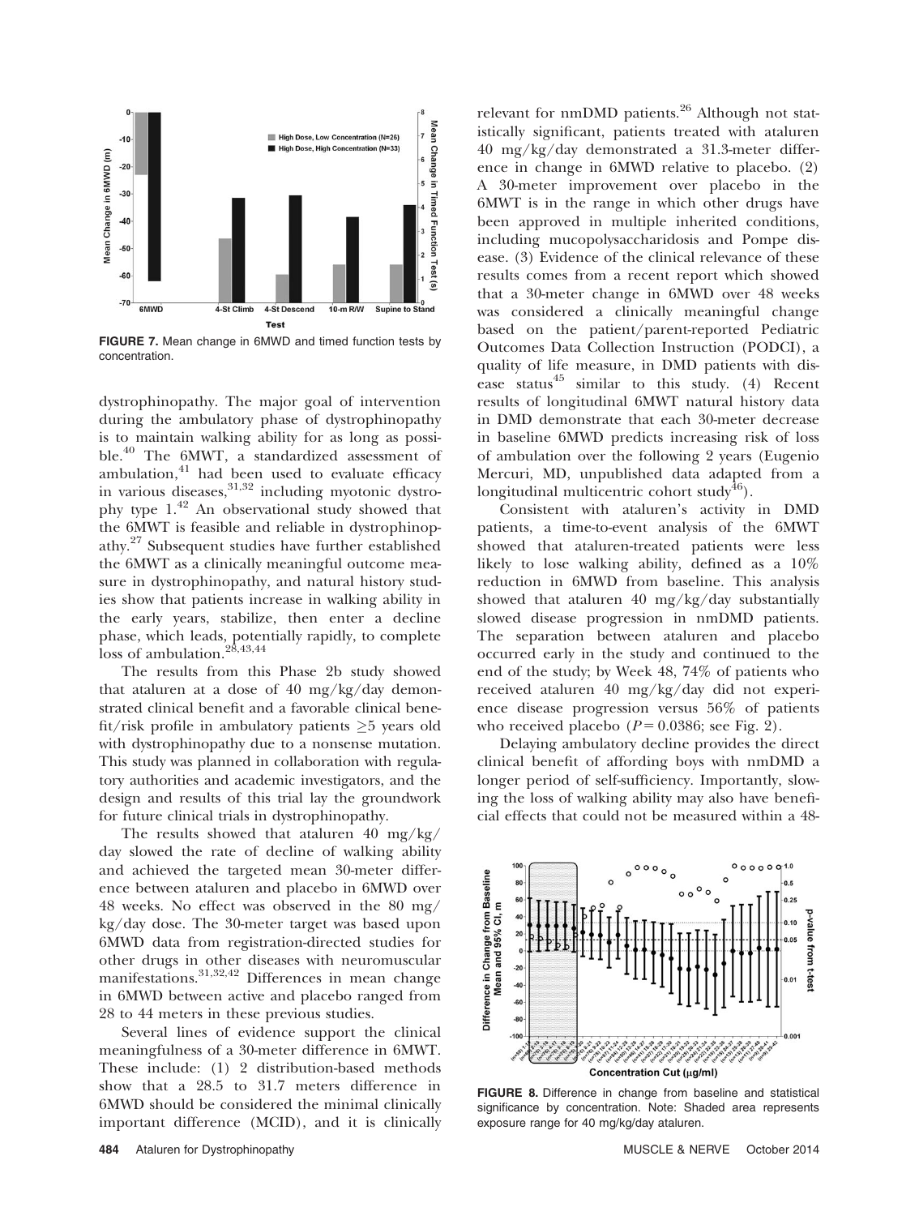FIGURE 7. Mean change in 6MWD and timed function tests by concentration.

dystrophinopathy. The major goal of intervention during the ambulatory phase of dystrophinopathy is to maintain walking ability for as long as possible.[40] The 6MWT, a standardized assessment of ambulation,[41] had been used to evaluate efficacy in various diseases,[31,32] including myotonic dystrophy type 1.[42] An observational study showed that the 6MWT is feasible and reliable in dystrophinopathy.[27] Subsequent studies have further established the 6MWT as a clinically meaningful outcome measure in dystrophinopathy, and natural history studies show that patients increase in walking ability in the early years, stabilize, then enter a decline phase, which leads, potentially rapidly, to complete loss of ambulation.[28,43,44]

The results from this Phase 2b study showed that ataluren at a dose of 40 mg/kg/day demonstrated clinical benefit and a favorable clinical benefit/risk profile in ambulatory patients $\geq$5 years old with dystrophinopathy due to a nonsense mutation. This study was planned in collaboration with regulatory authorities and academic investigators, and the design and results of this trial lay the groundwork for future clinical trials in dystrophinopathy.

The results showed that ataluren 40 mg/kg/day slowed the rate of decline of walking ability and achieved the targeted mean 30-meter difference between ataluren and placebo in 6MWD over 48 weeks. No effect was observed in the 80 mg/kg/day dose. The 30-meter target was based upon 6MWD data from registration-directed studies for other drugs in other diseases with neuromuscular manifestations.[31,32,42] Differences in mean change in 6MWD between active and placebo ranged from 28 to 44 meters in these previous studies.

Several lines of evidence support the clinical meaningfulness of a 30-meter difference in 6MWT. These include: (1) 2 distribution-based methods show that a 28.5 to 31.7 meters difference in 6MWD should be considered the minimal clinically important difference (MCID), and it is clinically relevant for nmDMD patients.[26] Although not statistically significant, patients treated with ataluren 40 mg/kg/day demonstrated a 31.3-meter difference in change in 6MWD relative to placebo. (2) A 30-meter improvement over placebo in the 6MWT is in the range in which other drugs have been approved in multiple inherited conditions, including mucopolysaccharidosis and Pompe disease. (3) Evidence of the clinical relevance of these results comes from a recent report which showed that a 30-meter change in 6MWD over 48 weeks was considered a clinically meaningful change based on the patient/parent-reported Pediatric Outcomes Data Collection Instruction (PODCI), a quality of life measure, in DMD patients with disease status[45] similar to this study. (4) Recent results of longitudinal 6MWT natural history data in DMD demonstrate that each 30-meter decrease in baseline 6MWD predicts increasing risk of loss of ambulation over the following 2 years (Eugenio Mercuri, MD, unpublished data adapted from a longitudinal multicentric cohort study[46]).

Consistent with ataluren's activity in DMD patients, a time-to-event analysis of the 6MWT showed that ataluren-treated patients were less likely to lose walking ability, defined as a 10% reduction in 6MWD from baseline. This analysis showed that ataluren 40 mg/kg/day substantially slowed disease progression in nmDMD patients. The separation between ataluren and placebo occurred early in the study and continued to the end of the study; by Week 48, 74% of patients who received ataluren 40 mg/kg/day did not experience disease progression versus 56% of patients who received placebo ($P = 0.0386$; see Fig. 2).

Delaying ambulatory decline provides the direct clinical benefit of affording boys with nmDMD a longer period of self-sufficiency. Importantly, slowing the loss of walking ability may also have beneficial effects that could not be measured within a 48-

FIGURE 8. Difference in change from baseline and statistical significance by concentration. Note: Shaded area represents exposure range for 40 mg/kg/day ataluren.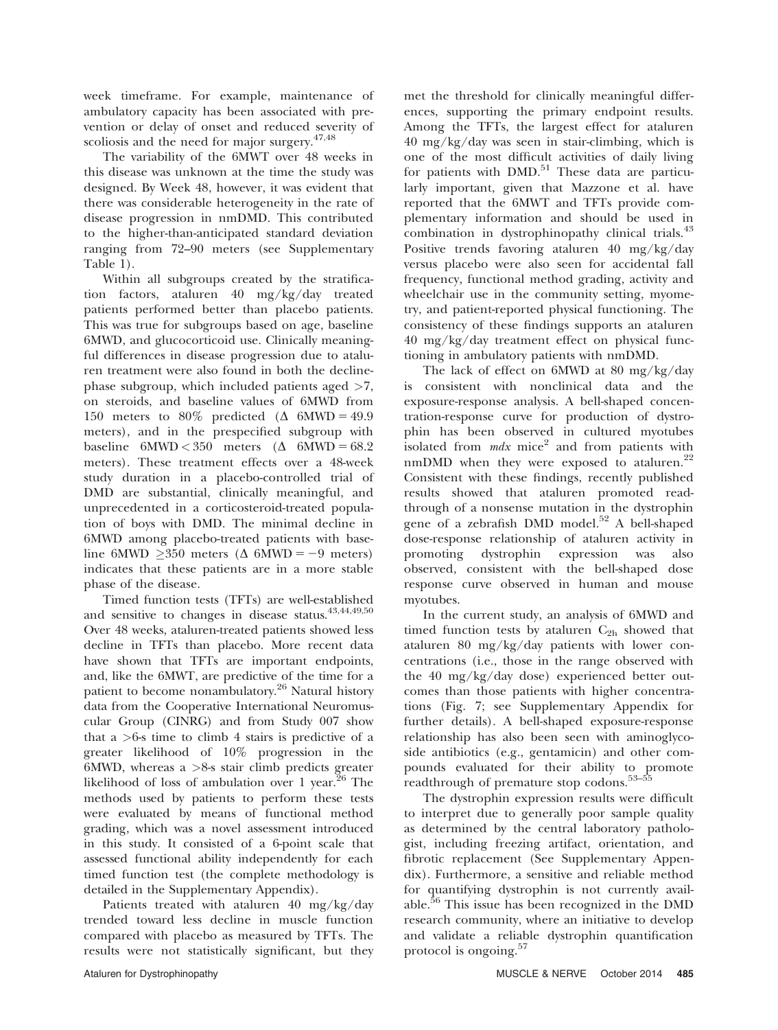week timeframe. For example, maintenance of ambulatory capacity has been associated with prevention or delay of onset and reduced severity of scoliosis and the need for major surgery.[47,48]

The variability of the 6MWT over 48 weeks in this disease was unknown at the time the study was designed. By Week 48, however, it was evident that there was considerable heterogeneity in the rate of disease progression in nmDMD. This contributed to the higher-than-anticipated standard deviation ranging from 72–90 meters (see Supplementary Table 1).

Within all subgroups created by the stratification factors, ataluren 40 mg/kg/day treated patients performed better than placebo patients. This was true for subgroups based on age, baseline 6MWD, and glucocorticoid use. Clinically meaningful differences in disease progression due to ataluren treatment were also found in both the decline-phase subgroup, which included patients aged >7, on steroids, and baseline values of 6MWD from 150 meters to 80% predicted ($\Delta$ 6MWD = 49.9 meters), and in the prespecified subgroup with baseline 6MWD < 350 meters ($\Delta$ 6MWD = 68.2 meters). These treatment effects over a 48-week study duration in a placebo-controlled trial of DMD are substantial, clinically meaningful, and unprecedented in a corticosteroid-treated population of boys with DMD. The minimal decline in 6MWD among placebo-treated patients with baseline 6MWD ≥350 meters ($\Delta$ 6MWD = −9 meters) indicates that these patients are in a more stable phase of the disease.

Timed function tests (TFTs) are well-established and sensitive to changes in disease status.[43,44,49,50] Over 48 weeks, ataluren-treated patients showed less decline in TFTs than placebo. More recent data have shown that TFTs are important endpoints, and, like the 6MWT, are predictive of the time for a patient to become nonambulatory.[26] Natural history data from the Cooperative International Neuromuscular Group (CINRG) and from Study 007 show that a >6-s time to climb 4 stairs is predictive of a greater likelihood of 10% progression in the 6MWD, whereas a >8-s stair climb predicts greater likelihood of loss of ambulation over 1 year.[26] The methods used by patients to perform these tests were evaluated by means of functional method grading, which was a novel assessment introduced in this study. It consisted of a 6-point scale that assessed functional ability independently for each timed function test (the complete methodology is detailed in the Supplementary Appendix).

Patients treated with ataluren 40 mg/kg/day trended toward less decline in muscle function compared with placebo as measured by TFTs. The results were not statistically significant, but they met the threshold for clinically meaningful differences, supporting the primary endpoint results. Among the TFTs, the largest effect for ataluren 40 mg/kg/day was seen in stair-climbing, which is one of the most difficult activities of daily living for patients with DMD.[51] These data are particularly important, given that Mazzone et al. have reported that the 6MWT and TFTs provide complementary information and should be used in combination in dystrophinopathy clinical trials.[43] Positive trends favoring ataluren 40 mg/kg/day versus placebo were also seen for accidental fall frequency, functional method grading, activity and wheelchair use in the community setting, myometry, and patient-reported physical functioning. The consistency of these findings supports an ataluren 40 mg/kg/day treatment effect on physical functioning in ambulatory patients with nmDMD.

The lack of effect on 6MWD at 80 mg/kg/day is consistent with nonclinical data and the exposure-response analysis. A bell-shaped concentration-response curve for production of dystrophin has been observed in cultured myotubes isolated from *mdx* mice[2] and from patients with nmDMD when they were exposed to ataluren.[22] Consistent with these findings, recently published results showed that ataluren promoted readthrough of a nonsense mutation in the dystrophin gene of a zebrafish DMD model.[52] A bell-shaped dose-response relationship of ataluren activity in promoting dystrophin expression was also observed, consistent with the bell-shaped dose response curve observed in human and mouse myotubes.

In the current study, an analysis of 6MWD and timed function tests by ataluren $C_{2h}$ showed that ataluren 80 mg/kg/day patients with lower concentrations (i.e., those in the range observed with the 40 mg/kg/day dose) experienced better outcomes than those patients with higher concentrations (Fig. 7; see Supplementary Appendix for further details). A bell-shaped exposure-response relationship has also been seen with aminoglycoside antibiotics (e.g., gentamicin) and other compounds evaluated for their ability to promote readthrough of premature stop codons.[53–55]

The dystrophin expression results were difficult to interpret due to generally poor sample quality as determined by the central laboratory pathologist, including freezing artifact, orientation, and fibrotic replacement (See Supplementary Appendix). Furthermore, a sensitive and reliable method for quantifying dystrophin is not currently available.[56] This issue has been recognized in the DMD research community, where an initiative to develop and validate a reliable dystrophin quantification protocol is ongoing.[57]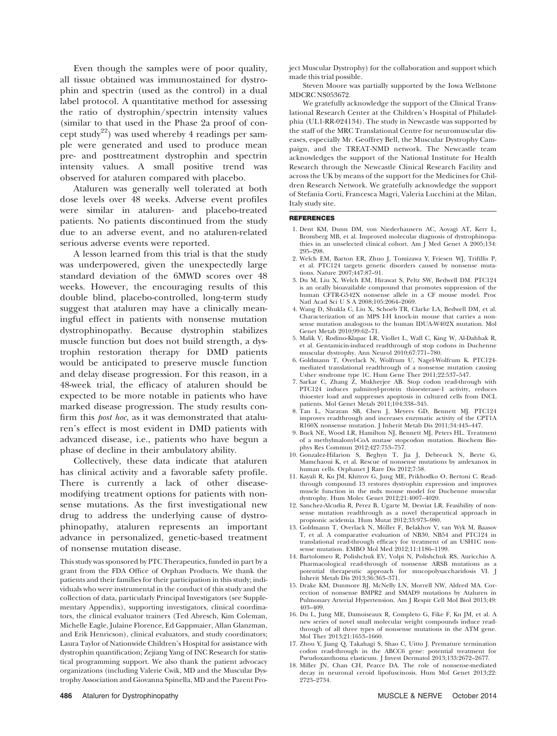Even though the samples were of poor quality, all tissue obtained was immunostained for dystrophin and spectrin (used as the control) in a dual label protocol. A quantitative method for assessing the ratio of dystrophin/spectrin intensity values (similar to that used in the Phase 2a proof of concept study[22]) was used whereby 4 readings per sample were generated and used to produce mean pre- and posttreatment dystrophin and spectrin intensity values. A small positive trend was observed for ataluren compared with placebo.

Ataluren was generally well tolerated at both dose levels over 48 weeks. Adverse event profiles were similar in ataluren- and placebo-treated patients. No patients discontinued from the study due to an adverse event, and no ataluren-related serious adverse events were reported.

A lesson learned from this trial is that the study was underpowered, given the unexpectedly large standard deviation of the 6MWD scores over 48 weeks. However, the encouraging results of this double blind, placebo-controlled, long-term study suggest that ataluren may have a clinically meaningful effect in patients with nonsense mutation dystrophinopathy. Because dystrophin stabilizes muscle function but does not build strength, a dystrophin restoration therapy for DMD patients would be anticipated to preserve muscle function and delay disease progression. For this reason, in a 48-week trial, the efficacy of ataluren should be expected to be more notable in patients who have marked disease progression. The study results confirm this *post hoc*, as it was demonstrated that ataluren's effect is most evident in DMD patients with advanced disease, i.e., patients who have begun a phase of decline in their ambulatory ability.

Collectively, these data indicate that ataluren has clinical activity and a favorable safety profile. There is currently a lack of other disease-modifying treatment options for patients with nonsense mutations. As the first investigational new drug to address the underlying cause of dystrophinopathy, ataluren represents an important advance in personalized, genetic-based treatment of nonsense mutation disease.

This study was sponsored by PTC Therapeutics, funded in part by a grant from the FDA Office of Orphan Products. We thank the patients and their families for their participation in this study; individuals who were instrumental in the conduct of this study and the collection of data, particularly Principal Investigators (see Supplementary Appendix), supporting investigators, clinical coordinators, the clinical evaluator trainers (Ted Abresch, Kim Coleman, Michelle Eagle, Julaine Florence, Ed Gappmaier, Allan Glanzman, and Erik Henricson), clinical evaluators, and study coordinators; Laura Taylor of Nationwide Children's Hospital for assistance with dystrophin quantification; Zejiang Yang of INC Research for statistical programming support. We also thank the patient advocacy organizations (including Valerie Cwik, MD and the Muscular Dystrophy Association and Giovanna Spinella, MD and the Parent Project Muscular Dystrophy) for the collaboration and support which made this trial possible.

Steven Moore was partially supported by the Iowa Wellstone MDCRC NS053672.

We gratefully acknowledge the support of the Clinical Translational Research Center at the Children's Hospital of Philadelphia (UL1-RR-024134). The study in Newcastle was supported by the staff of the MRC Translational Centre for neuromuscular diseases, especially Mr. Geoffrey Bell, the Muscular Dystrophy Campaign, and the TREAT-NMD network. The Newcastle team acknowledges the support of the National Institute for Health Research through the Newcastle Clinical Research Facility and across the UK by means of the support for the Medicines for Children Research Network. We gratefully acknowledge the support of Stefania Corti, Francesca Magri, Valeria Lucchini at the Milan, Italy study site.

## REFERENCES

1. Dent KM, Dunn DM, von Niederhausern AC, Aoyagi AT, Kerr L, Bromberg MB, et al. Improved molecular diagnosis of dystrophinopathies in an unselected clinical cohort. Am J Med Genet A 2005;134: 295–298.
2. Welch EM, Barton ER, Zhuo J, Tomizawa Y, Friesen WJ, Trifillis P, et al. PTC124 targets genetic disorders caused by nonsense mutations. Nature 2007;447:87–91.
3. Du M, Liu X, Welch EM, Hirawat S, Peltz SW, Bedwell DM. PTC124 is an orally bioavailable compound that promotes suppression of the human CFTR-G542X nonsense allele in a CF mouse model. Proc Natl Acad Sci U S A 2008;105:2064–2069.
4. Wang D, Shukla C, Liu X, Schoeb TR, Clarke LA, Bedwell DM, et al. Characterization of an MPS I-H knock-in mouse that carries a nonsense mutation analogous to the human IDUA-W402X mutation. Mol Genet Metab 2010;99:62–71.
5. Malik V, Rodino-Klapac LR, Viollet L, Wall C, King W, Al-Dahhak R, et al. Gentamicin-induced readthrough of stop codons in Duchenne muscular dystrophy. Ann Neurol 2010;67:771–780.
6. Goldmann T, Overlack N, Wolfrum U, Nagel-Wolfrum K. PTC124-mediated translational readthrough of a nonsense mutation causing Usher syndrome type 1C. Hum Gene Ther 2011;22:537–547.
7. Sarkar C, Zhang Z, Mukherjee AB. Stop codon read-through with PTC124 induces palmitoyl-protein thioesterase-1 activity, reduces thioester load and suppresses apoptosis in cultured cells from INCL patients. Mol Genet Metab 2011;104:338–345.
8. Tan L, Narayan SB, Chen J, Meyers GD, Bennett MJ. PTC124 improves readthrough and increases enzymatic activity of the CPT1A R160X nonsense mutation. J Inherit Metab Dis 2011;34:443–447.
9. Buck NE, Wood LR, Hamilton NJ, Bennett MJ, Peters HL. Treatment of a methylmalonyl-CoA mutase stopcodon mutation. Biochem Biophys Res Commun 2012;427:753–757.
10. Gonzalez-Hilarion S, Beghyn T, Jia J, Debreuck N, Berte G, Mamchaoui K, et al. Rescue of nonsense mutations by amlexanox in human cells. Orphanet J Rare Dis 2012;7:58.
11. Kayali R, Ku JM, Khitrov G, Jung ME, Prikhodko O, Bertoni C. Read-through compound 13 restores dystrophin expression and improves muscle function in the mdx mouse model for Duchenne muscular dystrophy. Hum Molec Genet 2012;21:4007–4020.
12. Sanchez-Alcudia R, Perez B, Ugarte M, Desviat LR. Feasibility of nonsense mutation readthrough as a novel therapeutical approach in propionic acidemia. Hum Mutat 2012;33:973–980.
13. Goldmann T, Overlack N, Möller F, Belakhov V, van Wyk M, Baasov T, et al. A comparative evaluation of NB30, NB54 and PTC124 in translational read-through efficacy for treatment of an USH1C nonsense mutation. EMBO Mol Med 2012;11:1186–1199.
14. Bartolomeo R, Polishchuk EV, Volpi N, Polishchuk RS, Auricchio A. Pharmacological read-through of nonsense ARSB mutations as a potential therapeutic approach for mucopolysaccharidosis VI. J Inherit Metab Dis 2013;36:363–371.
15. Drake KM, Dunmore BJ, McNelly LN, Morrell NW, Aldred MA. Correction of nonsense BMPR2 and SMAD9 mutations by Ataluren in Pulmonary Arterial Hypertension. Am J Respir Cell Mol Biol 2013;49: 403–409.
16. Du L, Jung ME, Damoiseaux R, Completo G, Fike F, Ku JM, et al. A new series of novel small molecular weight compounds induce read-through of all three types of nonsense mutations in the ATM gene. Mol Ther 2013;21:1653–1660.
17. Zhou Y, Jiang Q, Takahagi S, Shao C, Uitto J. Premature termination codon read-through in the ABCC6 gene: potential treatment for Pseudoxanthoma elasticum. J Invest Dermatol 2013;133:2672–2677.
18. Miller JN, Chan CH, Pearce DA. The role of nonsense-mediated decay in neuronal ceroid lipofuscinosis. Hum Mol Genet 2013;22: 2723–2734.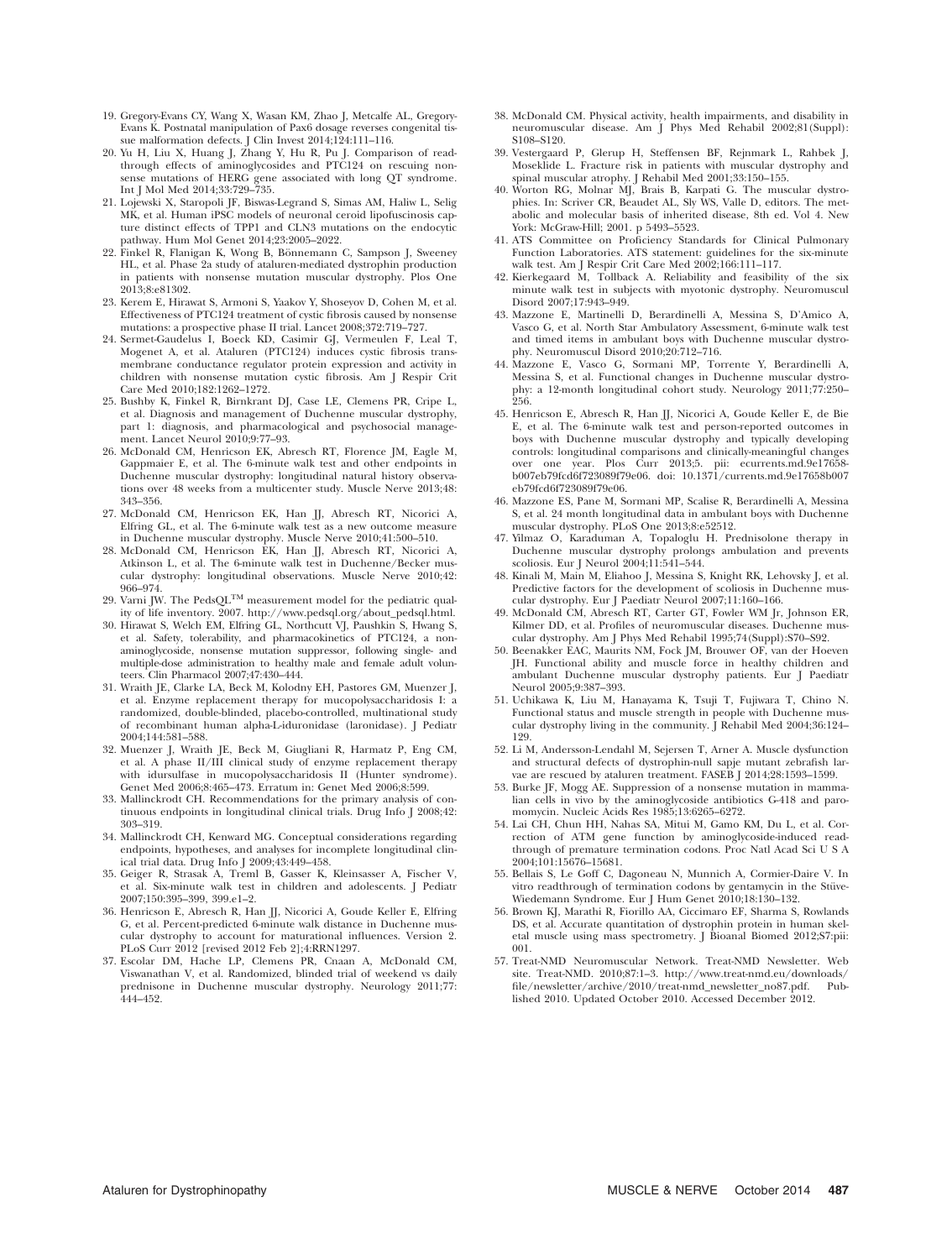19. Gregory-Evans CY, Wang X, Wasan KM, Zhao J, Metcalfe AL, Gregory-Evans K. Postnatal manipulation of Pax6 dosage reverses congenital tissue malformation defects. J Clin Invest 2014;124:111–116.
20. Yu H, Liu X, Huang J, Zhang Y, Hu R, Pu J. Comparison of read-through effects of aminoglycosides and PTC124 on rescuing nonsense mutations of HERG gene associated with long QT syndrome. Int J Mol Med 2014;33:729–735.
21. Lojewski X, Staropoli JF, Biswas-Legrand S, Simas AM, Haliw L, Selig MK, et al. Human iPSC models of neuronal ceroid lipofuscinosis capture distinct effects of TPP1 and CLN3 mutations on the endocytic pathway. Hum Mol Genet 2014;23:2005–2022.
22. Finkel R, Flanigan K, Wong B, Bönnemann C, Sampson J, Sweeney HL, et al. Phase 2a study of ataluren-mediated dystrophin production in patients with nonsense mutation muscular dystrophy. Plos One 2013;8:e81302.
23. Kerem E, Hirawat S, Armoni S, Yaakov Y, Shoseyov D, Cohen M, et al. Effectiveness of PTC124 treatment of cystic fibrosis caused by nonsense mutations: a prospective phase II trial. Lancet 2008;372:719–727.
24. Sermet-Gaudelus I, Boeck KD, Casimir GJ, Vermeulen F, Leal T, Mogenet A, et al. Ataluren (PTC124) induces cystic fibrosis transmembrane conductance regulator protein expression and activity in children with nonsense mutation cystic fibrosis. Am J Respir Crit Care Med 2010;182:1262–1272.
25. Bushby K, Finkel R, Birnkrant DJ, Case LE, Clemens PR, Cripe L, et al. Diagnosis and management of Duchenne muscular dystrophy, part 1: diagnosis, and pharmacological and psychosocial management. Lancet Neurol 2010;9:77–93.
26. McDonald CM, Henricson EK, Abresch RT, Florence JM, Eagle M, Gappmaier E, et al. The 6-minute walk test and other endpoints in Duchenne muscular dystrophy: longitudinal natural history observations over 48 weeks from a multicenter study. Muscle Nerve 2013;48:343–356.
27. McDonald CM, Henricson EK, Han JJ, Abresch RT, Nicorici A, Elfring GL, et al. The 6-minute walk test as a new outcome measure in Duchenne muscular dystrophy. Muscle Nerve 2010;41:500–510.
28. McDonald CM, Henricson EK, Han JJ, Abresch RT, Nicorici A, Atkinson L, et al. The 6-minute walk test in Duchenne/Becker muscular dystrophy: longitudinal observations. Muscle Nerve 2010;42:966–974.
29. Varni JW. The PedsQL™ measurement model for the pediatric quality of life inventory. 2007. http://www.pedsql.org/about_pedsql.html.
30. Hirawat S, Welch EM, Elfring GL, Northcutt VJ, Paushkin S, Hwang S, et al. Safety, tolerability, and pharmacokinetics of PTC124, a nonaminoglycoside, nonsense mutation suppressor, following single- and multiple-dose administration to healthy male and female adult volunteers. Clin Pharmacol 2007;47:430–444.
31. Wraith JE, Clarke LA, Beck M, Kolodny EH, Pastores GM, Muenzer J, et al. Enzyme replacement therapy for mucopolysaccharidosis I: a randomized, double-blinded, placebo-controlled, multinational study of recombinant human alpha-L-iduronidase (laronidase). J Pediatr 2004;144:581–588.
32. Muenzer J, Wraith JE, Beck M, Giugliani R, Harmatz P, Eng CM, et al. A phase II/III clinical study of enzyme replacement therapy with idursulfase in mucopolysaccharidosis II (Hunter syndrome). Genet Med 2006;8:465–473. Erratum in: Genet Med 2006;8:599.
33. Mallinckrodt CH. Recommendations for the primary analysis of continuous endpoints in longitudinal clinical trials. Drug Info J 2008;42:303–319.
34. Mallinckrodt CH, Kenward MG. Conceptual considerations regarding endpoints, hypotheses, and analyses for incomplete longitudinal clinical trial data. Drug Info J 2009;43:449–458.
35. Geiger R, Strasak A, Treml B, Gasser K, Kleinsasser A, Fischer V, et al. Six-minute walk test in children and adolescents. J Pediatr 2007;150:395–399, 399.e1–2.
36. Henricson E, Abresch R, Han JJ, Nicorici A, Goude Keller E, Elfring G, et al. Percent-predicted 6-minute walk distance in Duchenne muscular dystrophy to account for maturational influences. Version 2. PLoS Curr 2012 [revised 2012 Feb 2];4:RRN1297.
37. Escolar DM, Hache LP, Clemens PR, Cnaan A, McDonald CM, Viswanathan V, et al. Randomized, blinded trial of weekend vs daily prednisone in Duchenne muscular dystrophy. Neurology 2011;77:444–452.
38. McDonald CM. Physical activity, health impairments, and disability in neuromuscular disease. Am J Phys Med Rehabil 2002;81(Suppl):S108–S120.
39. Vestergaard P, Glerup H, Steffensen BF, Rejnmark L, Rahbek J, Moseklide L. Fracture risk in patients with muscular dystrophy and spinal muscular atrophy. J Rehabil Med 2001;33:150–155.
40. Worton RG, Molnar MJ, Brais B, Karpati G. The muscular dystrophies. In: Scriver CR, Beaudet AL, Sly WS, Valle D, editors. The metabolic and molecular basis of inherited disease, 8th ed. Vol 4. New York: McGraw-Hill; 2001. p 5493–5523.
41. ATS Committee on Proficiency Standards for Clinical Pulmonary Function Laboratories. ATS statement: guidelines for the six-minute walk test. Am J Respir Crit Care Med 2002;166:111–117.
42. Kierkegaard M, Tollback A. Reliability and feasibility of the six minute walk test in subjects with myotonic dystrophy. Neuromuscul Disord 2007;17:943–949.
43. Mazzone E, Martinelli D, Berardinelli A, Messina S, D'Amico A, Vasco G, et al. North Star Ambulatory Assessment, 6-minute walk test and timed items in ambulant boys with Duchenne muscular dystrophy. Neuromuscul Disord 2010;20:712–716.
44. Mazzone E, Vasco G, Sormani MP, Torrente Y, Berardinelli A, Messina S, et al. Functional changes in Duchenne muscular dystrophy: a 12-month longitudinal cohort study. Neurology 2011;77:250–256.
45. Henricson E, Abresch R, Han JJ, Nicorici A, Goude Keller E, de Bie E, et al. The 6-minute walk test and person-reported outcomes in boys with Duchenne muscular dystrophy and typically developing controls: longitudinal comparisons and clinically-meaningful changes over one year. Plos Curr 2013;5. pii: ecurrents.md.9e17658b007eb79fcd6f723089f79e06. doi: 10.1371/currents.md.9e17658b007eb79fcd6f723089f79e06.
46. Mazzone ES, Pane M, Sormani MP, Scalise R, Berardinelli A, Messina S, et al. 24 month longitudinal data in ambulant boys with Duchenne muscular dystrophy. PLoS One 2013;8:e52512.
47. Yilmaz O, Karaduman A, Topaloglu H. Prednisolone therapy in Duchenne muscular dystrophy prolongs ambulation and prevents scoliosis. Eur J Neurol 2004;11:541–544.
48. Kinali M, Main M, Eliahoo J, Messina S, Knight RK, Lehovsky J, et al. Predictive factors for the development of scoliosis in Duchenne muscular dystrophy. Eur J Paediatr Neurol 2007;11:160–166.
49. McDonald CM, Abresch RT, Carter GT, Fowler WM Jr, Johnson ER, Kilmer DD, et al. Profiles of neuromuscular diseases. Duchenne muscular dystrophy. Am J Phys Med Rehabil 1995;74(Suppl):S70–S92.
50. Beenakker EAC, Maurits NM, Fock JM, Brouwer OF, van der Hoeven JH. Functional ability and muscle force in healthy children and ambulant Duchenne muscular dystrophy patients. Eur J Paediatr Neurol 2005;9:387–393.
51. Uchikawa K, Liu M, Hanayama K, Tsuji T, Fujiwara T, Chino N. Functional status and muscle strength in people with Duchenne muscular dystrophy living in the community. J Rehabil Med 2004;36:124–129.
52. Li M, Andersson-Lendahl M, Sejersen T, Arner A. Muscle dysfunction and structural defects of dystrophin-null sapje mutant zebrafish larvae are rescued by ataluren treatment. FASEB J 2014;28:1593–1599.
53. Burke JF, Mogg AE. Suppression of a nonsense mutation in mammalian cells in vivo by the aminoglycoside antibiotics G-418 and paromomycin. Nucleic Acids Res 1985;13:6265–6272.
54. Lai CH, Chun HH, Nahas SA, Mitui M, Gamo KM, Du L, et al. Correction of ATM gene function by aminoglycoside-induced read-through of premature termination codons. Proc Natl Acad Sci U S A 2004;101:15676–15681.
55. Bellais S, Le Goff C, Dagoneau N, Munnich A, Cormier-Daire V. In vitro readthrough of termination codons by gentamycin in the Stüve-Wiedemann Syndrome. Eur J Hum Genet 2010;18:130–132.
56. Brown KJ, Marathi R, Fiorillo AA, Ciccimaro EF, Sharma S, Rowlands DS, et al. Accurate quantitation of dystrophin protein in human skeletal muscle using mass spectrometry. J Bioanal Biomed 2012;S7:pii: 001.
57. Treat-NMD Neuromuscular Network. Treat-NMD Newsletter. Web site. Treat-NMD. 2010;87:1–3. http://www.treat-nmd.eu/downloads/file/newsletter/archive/2010/treat-nmd_newsletter_no87.pdf. Published 2010. Updated October 2010. Accessed December 2012.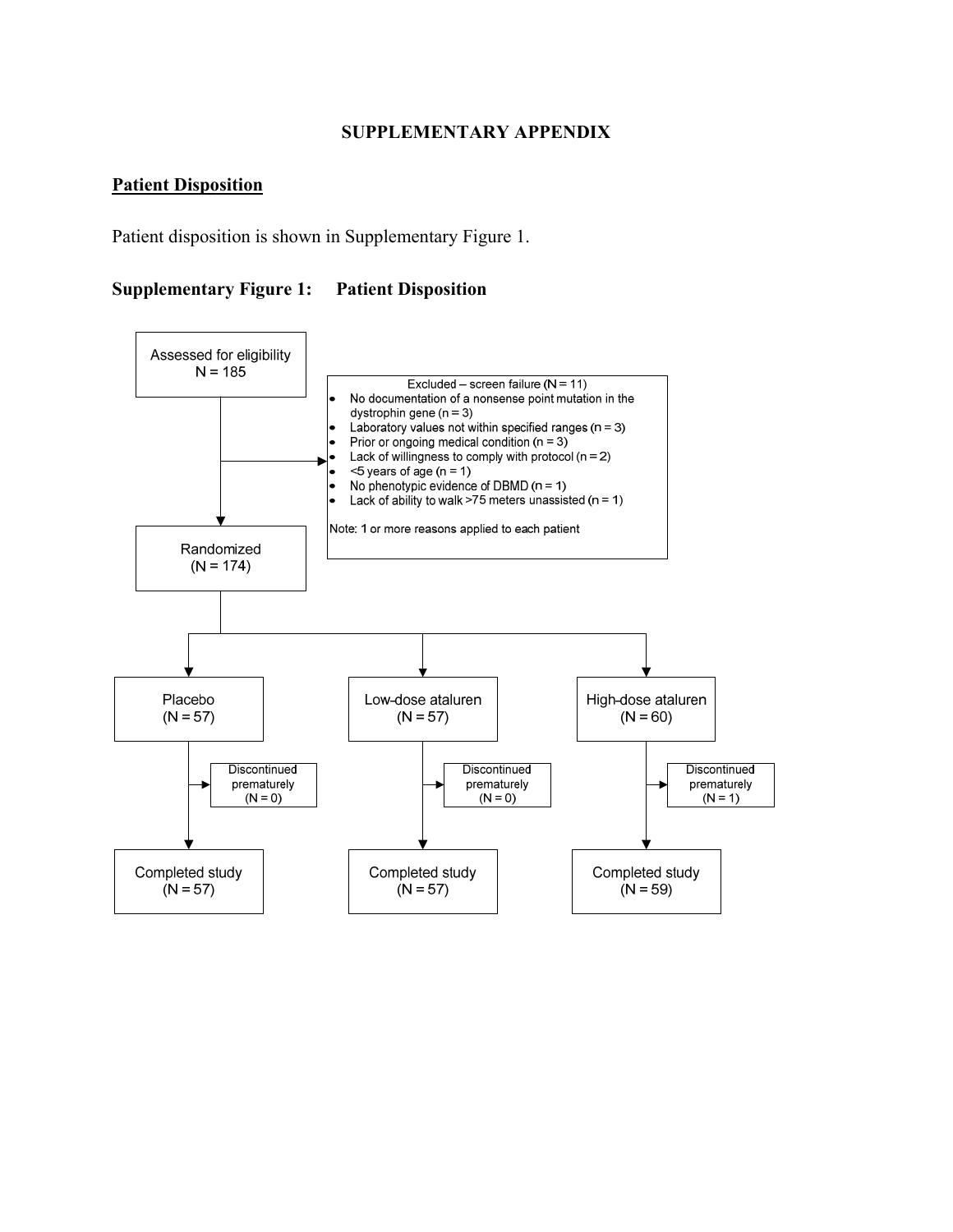## SUPPLEMENTARY APPENDIX

### Patient Disposition

Patient disposition is shown in Supplementary Figure 1.

### Supplementary Figure 1: Patient Disposition

Assessed for eligibility
N = 185

Excluded – screen failure (N = 11)

- No documentation of a nonsense point mutation in the dystrophin gene (n = 3)
- Laboratory values not within specified ranges (n = 3)
- Prior or ongoing medical condition (n = 3)
- Lack of willingness to comply with protocol (n = 2)
- <5 years of age (n = 1)
- No phenotypic evidence of DBMD (n = 1)
- Lack of ability to walk >75 meters unassisted (n = 1)

Note: 1 or more reasons applied to each patient

Randomized
(N = 174)

| Placebo (N = 57) | Low-dose ataluren (N = 57) | High-dose ataluren (N = 60) |
|---|---|---|
| Discontinued prematurely (N = 0) | Discontinued prematurely (N = 0) | Discontinued prematurely (N = 1) |
| Completed study (N = 57) | Completed study (N = 57) | Completed study (N = 59) |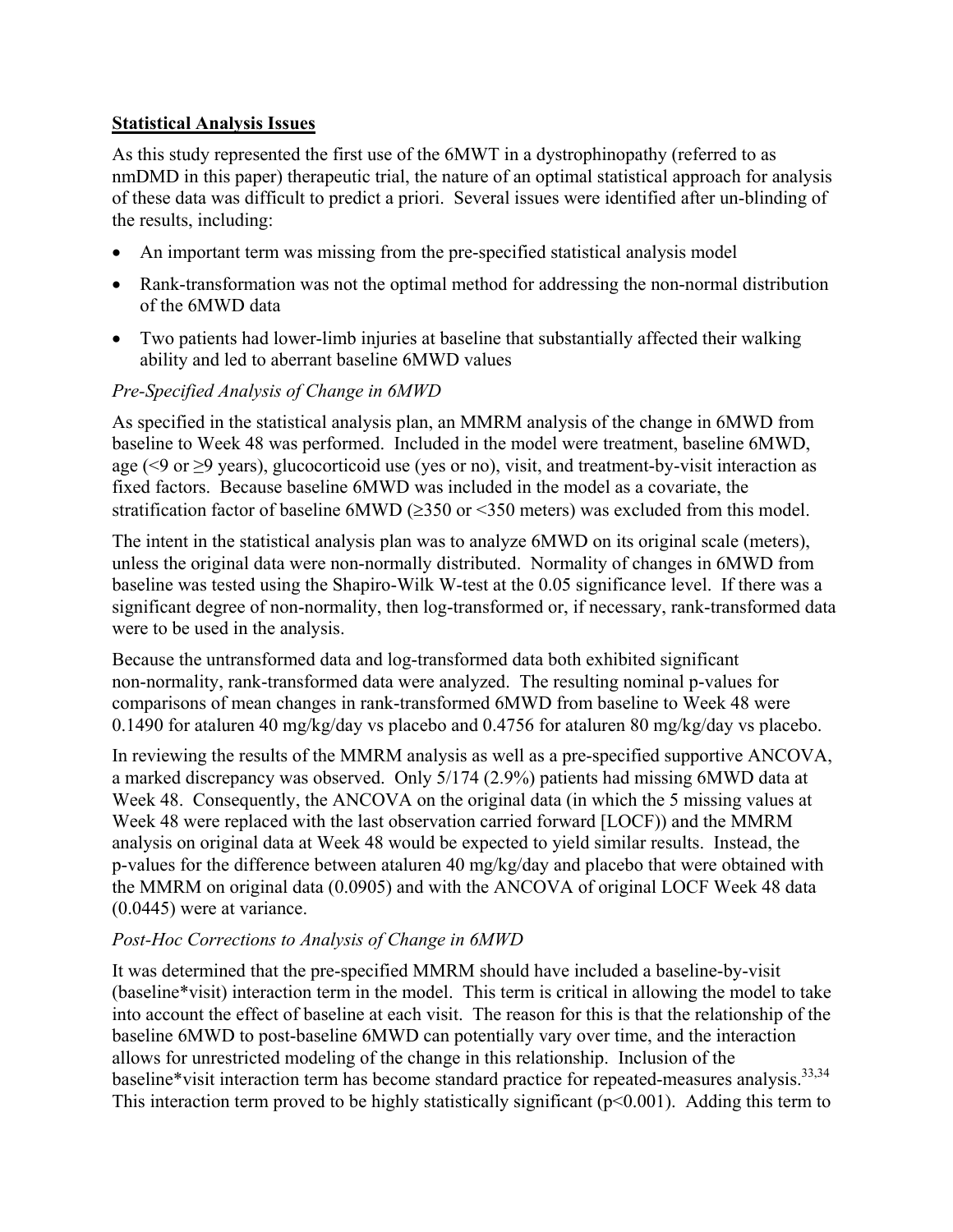## Statistical Analysis Issues

As this study represented the first use of the 6MWT in a dystrophinopathy (referred to as nmDMD in this paper) therapeutic trial, the nature of an optimal statistical approach for analysis of these data was difficult to predict a priori. Several issues were identified after un-blinding of the results, including:

- An important term was missing from the pre-specified statistical analysis model
- Rank-transformation was not the optimal method for addressing the non-normal distribution of the 6MWD data
- Two patients had lower-limb injuries at baseline that substantially affected their walking ability and led to aberrant baseline 6MWD values

*Pre-Specified Analysis of Change in 6MWD*

As specified in the statistical analysis plan, an MMRM analysis of the change in 6MWD from baseline to Week 48 was performed. Included in the model were treatment, baseline 6MWD, age (<9 or ≥9 years), glucocorticoid use (yes or no), visit, and treatment-by-visit interaction as fixed factors. Because baseline 6MWD was included in the model as a covariate, the stratification factor of baseline 6MWD (≥350 or <350 meters) was excluded from this model.

The intent in the statistical analysis plan was to analyze 6MWD on its original scale (meters), unless the original data were non-normally distributed. Normality of changes in 6MWD from baseline was tested using the Shapiro-Wilk W-test at the 0.05 significance level. If there was a significant degree of non-normality, then log-transformed or, if necessary, rank-transformed data were to be used in the analysis.

Because the untransformed data and log-transformed data both exhibited significant non-normality, rank-transformed data were analyzed. The resulting nominal p-values for comparisons of mean changes in rank-transformed 6MWD from baseline to Week 48 were 0.1490 for ataluren 40 mg/kg/day vs placebo and 0.4756 for ataluren 80 mg/kg/day vs placebo.

In reviewing the results of the MMRM analysis as well as a pre-specified supportive ANCOVA, a marked discrepancy was observed. Only 5/174 (2.9%) patients had missing 6MWD data at Week 48. Consequently, the ANCOVA on the original data (in which the 5 missing values at Week 48 were replaced with the last observation carried forward [LOCF)) and the MMRM analysis on original data at Week 48 would be expected to yield similar results. Instead, the p-values for the difference between ataluren 40 mg/kg/day and placebo that were obtained with the MMRM on original data (0.0905) and with the ANCOVA of original LOCF Week 48 data (0.0445) were at variance.

*Post-Hoc Corrections to Analysis of Change in 6MWD*

It was determined that the pre-specified MMRM should have included a baseline-by-visit (baseline*visit) interaction term in the model. This term is critical in allowing the model to take into account the effect of baseline at each visit. The reason for this is that the relationship of the baseline 6MWD to post-baseline 6MWD can potentially vary over time, and the interaction allows for unrestricted modeling of the change in this relationship. Inclusion of the baseline*visit interaction term has become standard practice for repeated-measures analysis.[33,34] This interaction term proved to be highly statistically significant ($p<0.001$). Adding this term to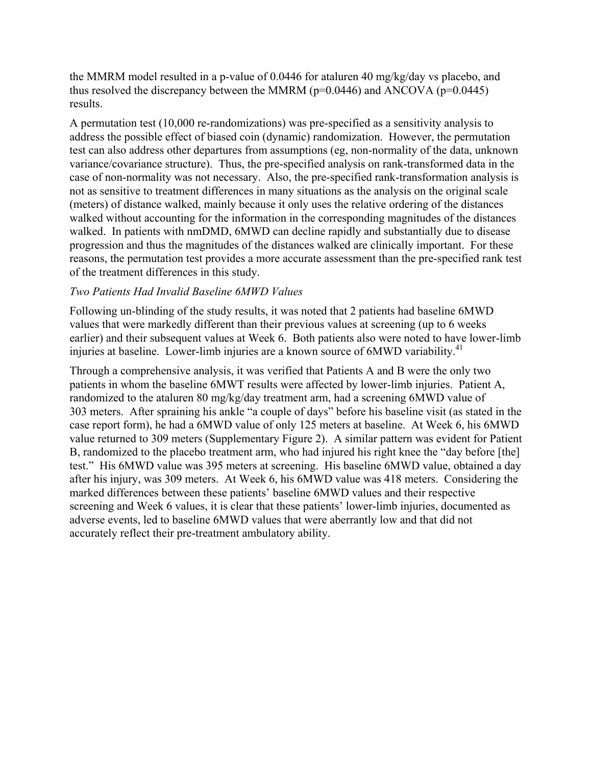the MMRM model resulted in a p-value of 0.0446 for ataluren 40 mg/kg/day vs placebo, and thus resolved the discrepancy between the MMRM (p=0.0446) and ANCOVA (p=0.0445) results.

A permutation test (10,000 re-randomizations) was pre-specified as a sensitivity analysis to address the possible effect of biased coin (dynamic) randomization. However, the permutation test can also address other departures from assumptions (eg, non-normality of the data, unknown variance/covariance structure). Thus, the pre-specified analysis on rank-transformed data in the case of non-normality was not necessary. Also, the pre-specified rank-transformation analysis is not as sensitive to treatment differences in many situations as the analysis on the original scale (meters) of distance walked, mainly because it only uses the relative ordering of the distances walked without accounting for the information in the corresponding magnitudes of the distances walked. In patients with nmDMD, 6MWD can decline rapidly and substantially due to disease progression and thus the magnitudes of the distances walked are clinically important. For these reasons, the permutation test provides a more accurate assessment than the pre-specified rank test of the treatment differences in this study.

*Two Patients Had Invalid Baseline 6MWD Values*

Following un-blinding of the study results, it was noted that 2 patients had baseline 6MWD values that were markedly different than their previous values at screening (up to 6 weeks earlier) and their subsequent values at Week 6. Both patients also were noted to have lower-limb injuries at baseline. Lower-limb injuries are a known source of 6MWD variability.[41]

Through a comprehensive analysis, it was verified that Patients A and B were the only two patients in whom the baseline 6MWT results were affected by lower-limb injuries. Patient A, randomized to the ataluren 80 mg/kg/day treatment arm, had a screening 6MWD value of 303 meters. After spraining his ankle "a couple of days" before his baseline visit (as stated in the case report form), he had a 6MWD value of only 125 meters at baseline. At Week 6, his 6MWD value returned to 309 meters (Supplementary Figure 2). A similar pattern was evident for Patient B, randomized to the placebo treatment arm, who had injured his right knee the "day before [the] test." His 6MWD value was 395 meters at screening. His baseline 6MWD value, obtained a day after his injury, was 309 meters. At Week 6, his 6MWD value was 418 meters. Considering the marked differences between these patients' baseline 6MWD values and their respective screening and Week 6 values, it is clear that these patients' lower-limb injuries, documented as adverse events, led to baseline 6MWD values that were aberrantly low and that did not accurately reflect their pre-treatment ambulatory ability.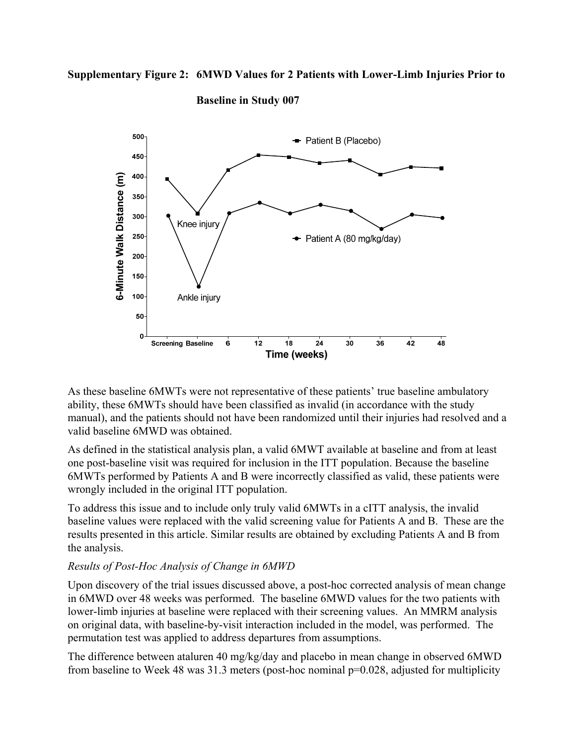**Supplementary Figure 2: 6MWD Values for 2 Patients with Lower-Limb Injuries Prior to Baseline in Study 007**

As these baseline 6MWTs were not representative of these patients' true baseline ambulatory ability, these 6MWTs should have been classified as invalid (in accordance with the study manual), and the patients should not have been randomized until their injuries had resolved and a valid baseline 6MWD was obtained.

As defined in the statistical analysis plan, a valid 6MWT available at baseline and from at least one post-baseline visit was required for inclusion in the ITT population. Because the baseline 6MWTs performed by Patients A and B were incorrectly classified as valid, these patients were wrongly included in the original ITT population.

To address this issue and to include only truly valid 6MWTs in a cITT analysis, the invalid baseline values were replaced with the valid screening value for Patients A and B. These are the results presented in this article. Similar results are obtained by excluding Patients A and B from the analysis.

*Results of Post-Hoc Analysis of Change in 6MWD*

Upon discovery of the trial issues discussed above, a post-hoc corrected analysis of mean change in 6MWD over 48 weeks was performed. The baseline 6MWD values for the two patients with lower-limb injuries at baseline were replaced with their screening values. An MMRM analysis on original data, with baseline-by-visit interaction included in the model, was performed. The permutation test was applied to address departures from assumptions.

The difference between ataluren 40 mg/kg/day and placebo in mean change in observed 6MWD from baseline to Week 48 was 31.3 meters (post-hoc nominal p=0.028, adjusted for multiplicity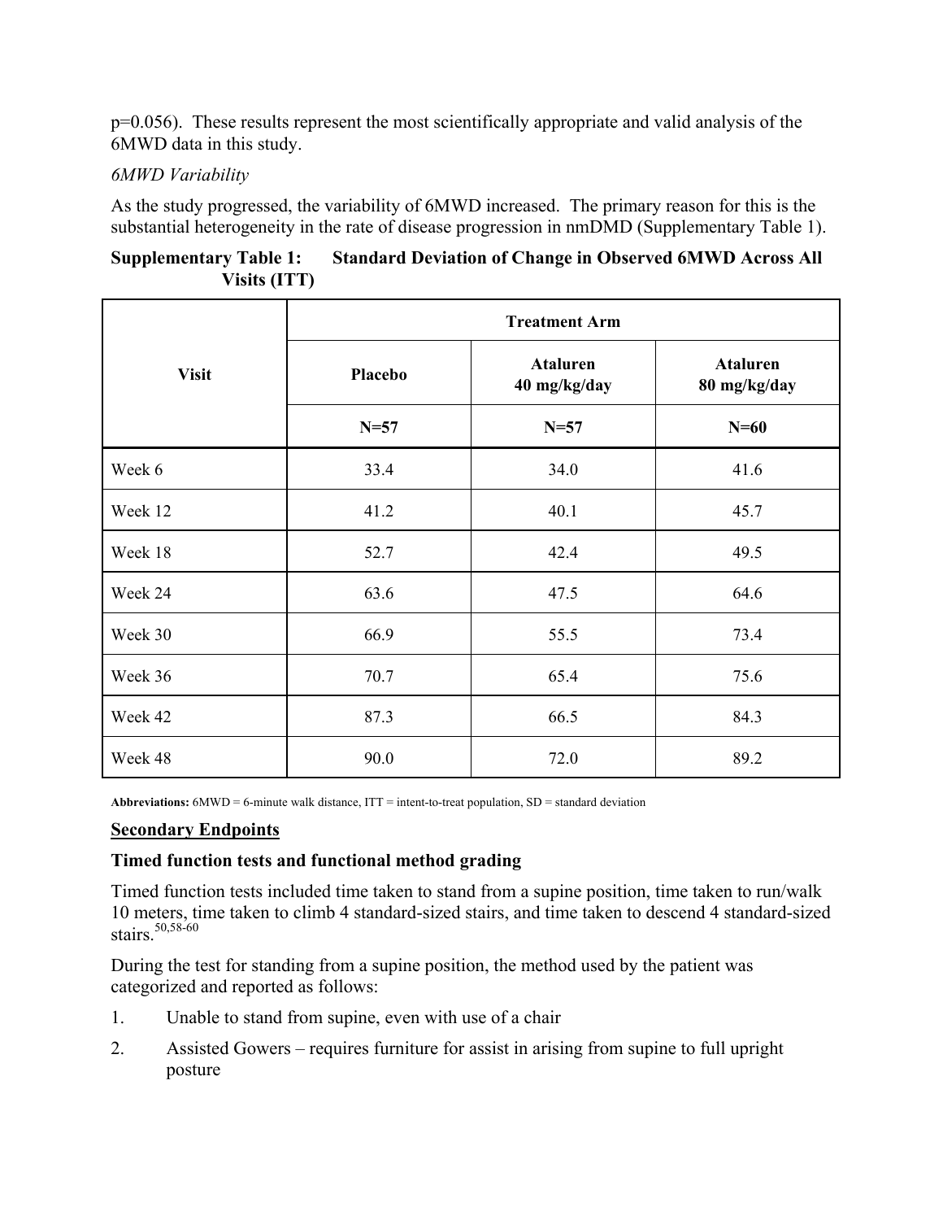p=0.056). These results represent the most scientifically appropriate and valid analysis of the 6MWD data in this study.

*6MWD Variability*

As the study progressed, the variability of 6MWD increased. The primary reason for this is the substantial heterogeneity in the rate of disease progression in nmDMD (Supplementary Table 1).

**Supplementary Table 1: Standard Deviation of Change in Observed 6MWD Across All Visits (ITT)**

| Visit | Treatment Arm | | |
|---|---|---|---|
| | **Placebo** | **Ataluren 40 mg/kg/day** | **Ataluren 80 mg/kg/day** |
| | **N=57** | **N=57** | **N=60** |
| Week 6 | 33.4 | 34.0 | 41.6 |
| Week 12 | 41.2 | 40.1 | 45.7 |
| Week 18 | 52.7 | 42.4 | 49.5 |
| Week 24 | 63.6 | 47.5 | 64.6 |
| Week 30 | 66.9 | 55.5 | 73.4 |
| Week 36 | 70.7 | 65.4 | 75.6 |
| Week 42 | 87.3 | 66.5 | 84.3 |
| Week 48 | 90.0 | 72.0 | 89.2 |

**Abbreviations:** 6MWD = 6-minute walk distance, ITT = intent-to-treat population, SD = standard deviation

## Secondary Endpoints

### Timed function tests and functional method grading

Timed function tests included time taken to stand from a supine position, time taken to run/walk 10 meters, time taken to climb 4 standard-sized stairs, and time taken to descend 4 standard-sized stairs.[50,58-60]

During the test for standing from a supine position, the method used by the patient was categorized and reported as follows:

1. Unable to stand from supine, even with use of a chair
2. Assisted Gowers – requires furniture for assist in arising from supine to full upright posture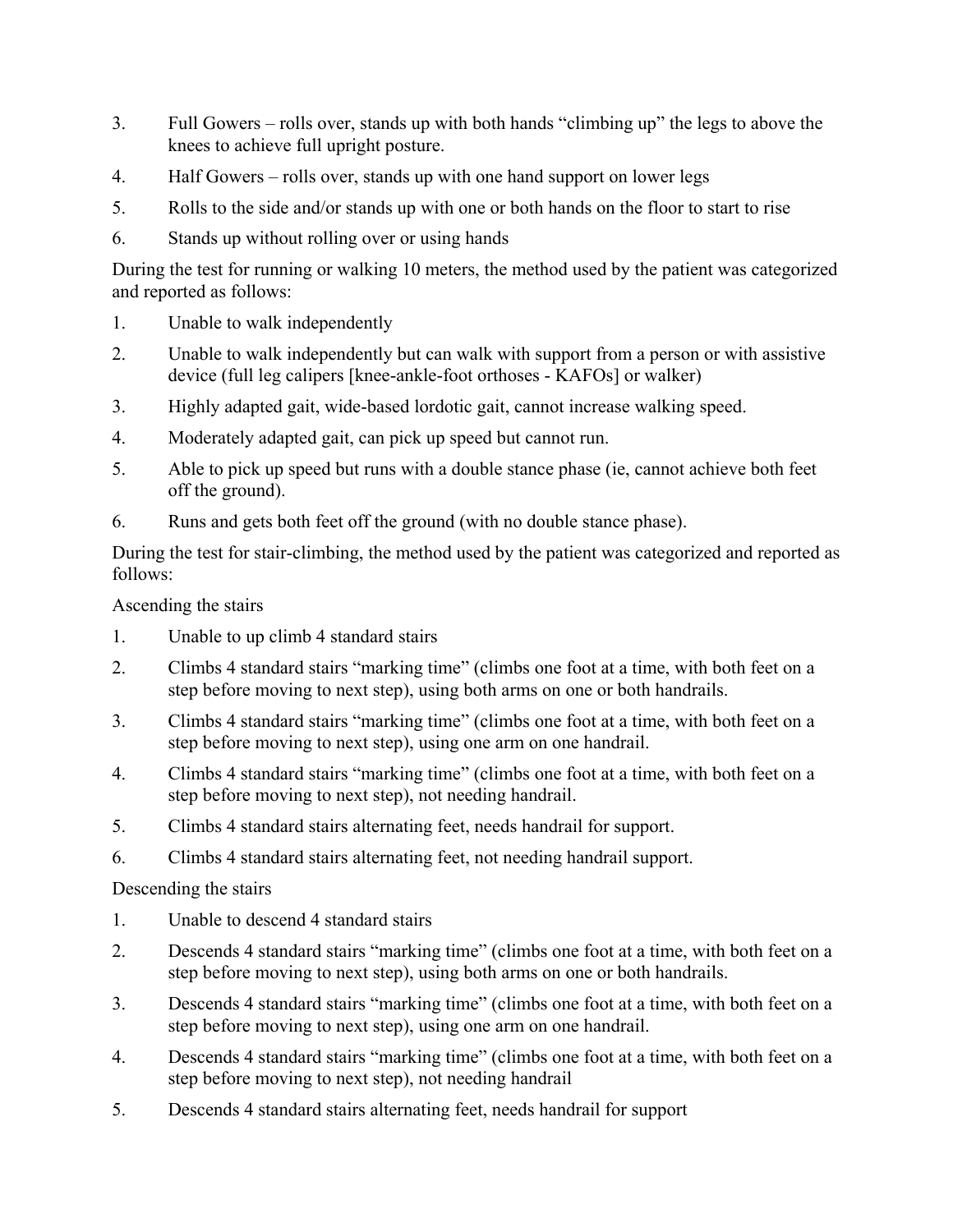3. Full Gowers – rolls over, stands up with both hands “climbing up” the legs to above the knees to achieve full upright posture.
4. Half Gowers – rolls over, stands up with one hand support on lower legs
5. Rolls to the side and/or stands up with one or both hands on the floor to start to rise
6. Stands up without rolling over or using hands

During the test for running or walking 10 meters, the method used by the patient was categorized and reported as follows:

1. Unable to walk independently
2. Unable to walk independently but can walk with support from a person or with assistive device (full leg calipers [knee-ankle-foot orthoses - KAFOs] or walker)
3. Highly adapted gait, wide-based lordotic gait, cannot increase walking speed.
4. Moderately adapted gait, can pick up speed but cannot run.
5. Able to pick up speed but runs with a double stance phase (ie, cannot achieve both feet off the ground).
6. Runs and gets both feet off the ground (with no double stance phase).

During the test for stair-climbing, the method used by the patient was categorized and reported as follows:

Ascending the stairs

1. Unable to up climb 4 standard stairs
2. Climbs 4 standard stairs “marking time” (climbs one foot at a time, with both feet on a step before moving to next step), using both arms on one or both handrails.
3. Climbs 4 standard stairs “marking time” (climbs one foot at a time, with both feet on a step before moving to next step), using one arm on one handrail.
4. Climbs 4 standard stairs “marking time” (climbs one foot at a time, with both feet on a step before moving to next step), not needing handrail.
5. Climbs 4 standard stairs alternating feet, needs handrail for support.
6. Climbs 4 standard stairs alternating feet, not needing handrail support.

Descending the stairs

1. Unable to descend 4 standard stairs
2. Descends 4 standard stairs “marking time” (climbs one foot at a time, with both feet on a step before moving to next step), using both arms on one or both handrails.
3. Descends 4 standard stairs “marking time” (climbs one foot at a time, with both feet on a step before moving to next step), using one arm on one handrail.
4. Descends 4 standard stairs “marking time” (climbs one foot at a time, with both feet on a step before moving to next step), not needing handrail
5. Descends 4 standard stairs alternating feet, needs handrail for support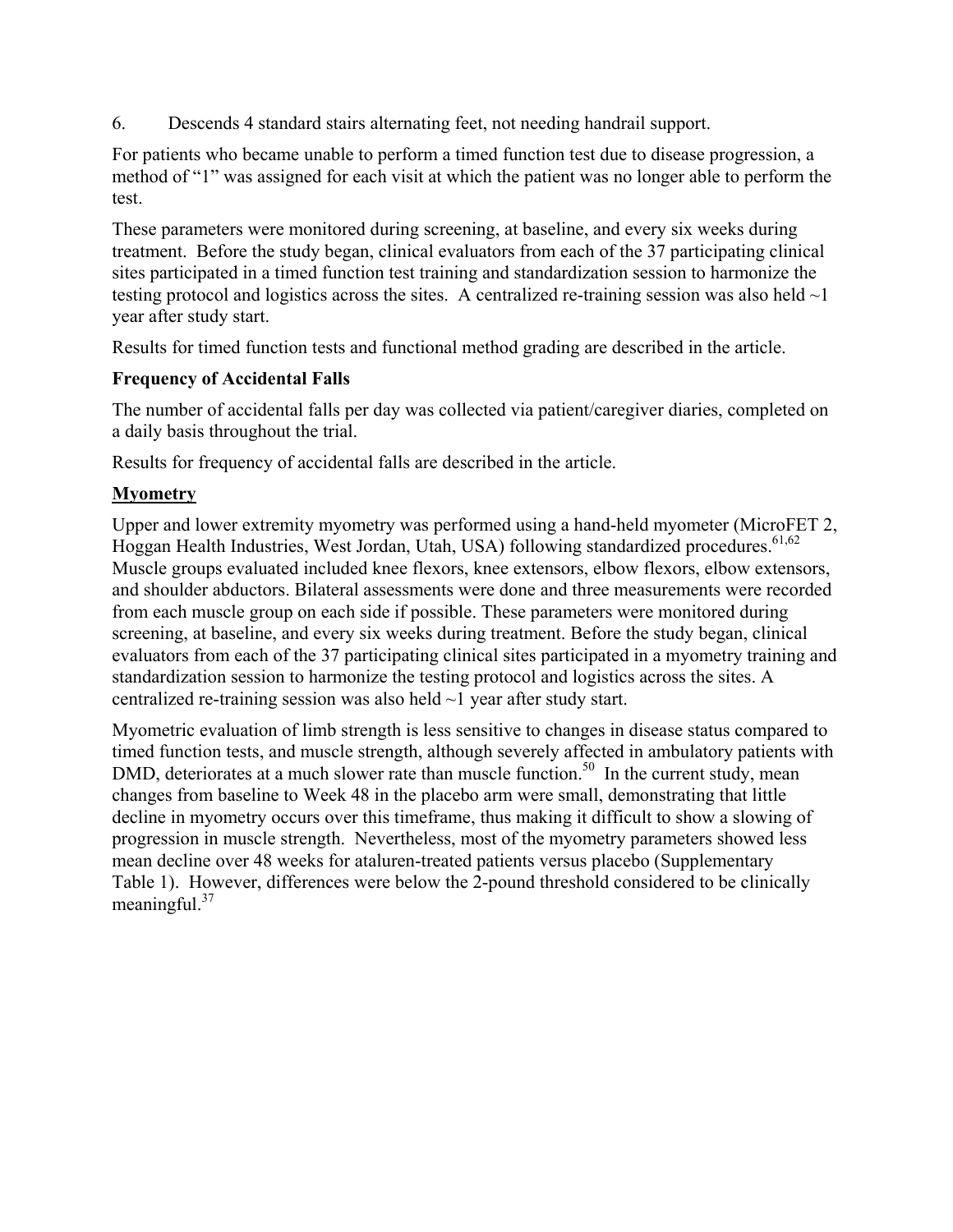6. Descends 4 standard stairs alternating feet, not needing handrail support.

For patients who became unable to perform a timed function test due to disease progression, a method of "1" was assigned for each visit at which the patient was no longer able to perform the test.

These parameters were monitored during screening, at baseline, and every six weeks during treatment. Before the study began, clinical evaluators from each of the 37 participating clinical sites participated in a timed function test training and standardization session to harmonize the testing protocol and logistics across the sites. A centralized re-training session was also held ~1 year after study start.

Results for timed function tests and functional method grading are described in the article.

**Frequency of Accidental Falls**

The number of accidental falls per day was collected via patient/caregiver diaries, completed on a daily basis throughout the trial.

Results for frequency of accidental falls are described in the article.

**Myometry**

Upper and lower extremity myometry was performed using a hand-held myometer (MicroFET 2, Hoggan Health Industries, West Jordan, Utah, USA) following standardized procedures.[61,62] Muscle groups evaluated included knee flexors, knee extensors, elbow flexors, elbow extensors, and shoulder abductors. Bilateral assessments were done and three measurements were recorded from each muscle group on each side if possible. These parameters were monitored during screening, at baseline, and every six weeks during treatment. Before the study began, clinical evaluators from each of the 37 participating clinical sites participated in a myometry training and standardization session to harmonize the testing protocol and logistics across the sites. A centralized re-training session was also held ~1 year after study start.

Myometric evaluation of limb strength is less sensitive to changes in disease status compared to timed function tests, and muscle strength, although severely affected in ambulatory patients with DMD, deteriorates at a much slower rate than muscle function.[50] In the current study, mean changes from baseline to Week 48 in the placebo arm were small, demonstrating that little decline in myometry occurs over this timeframe, thus making it difficult to show a slowing of progression in muscle strength. Nevertheless, most of the myometry parameters showed less mean decline over 48 weeks for ataluren-treated patients versus placebo (Supplementary Table 1). However, differences were below the 2-pound threshold considered to be clinically meaningful.[37]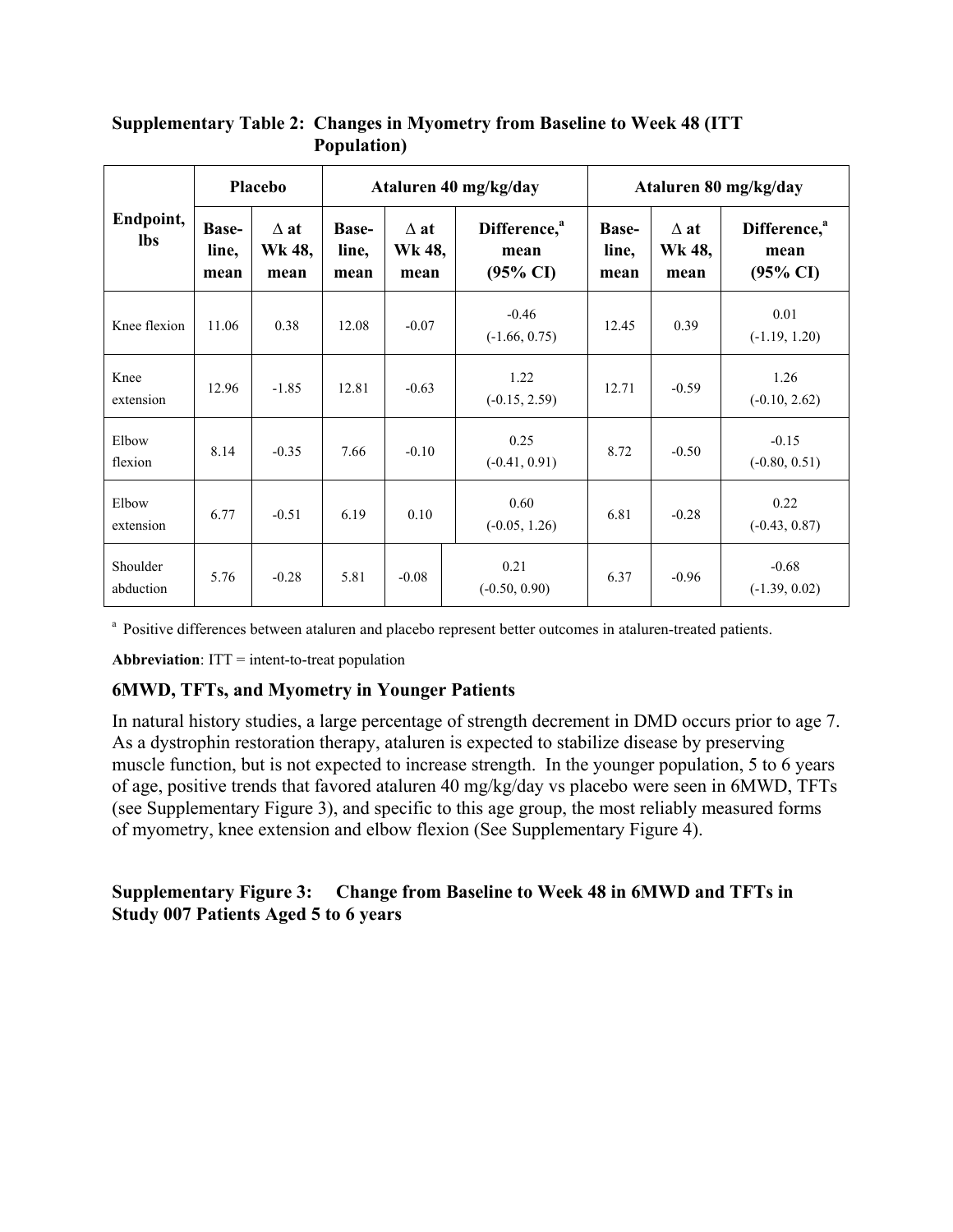**Supplementary Table 2: Changes in Myometry from Baseline to Week 48 (ITT Population)**

| Endpoint, lbs | Placebo | | Ataluren 40 mg/kg/day | | | Ataluren 80 mg/kg/day | | |
|---|---|---|---|---|---|---|---|---|
| | Baseline, mean | Δ at Wk 48, mean | Baseline, mean | Δ at Wk 48, mean | Difference,[a] mean (95% CI) | Baseline, mean | Δ at Wk 48, mean | Difference,[a] mean (95% CI) |
| Knee flexion | 11.06 | 0.38 | 12.08 | -0.07 | -0.46 (-1.66, 0.75) | 12.45 | 0.39 | 0.01 (-1.19, 1.20) |
| Knee extension | 12.96 | -1.85 | 12.81 | -0.63 | 1.22 (-0.15, 2.59) | 12.71 | -0.59 | 1.26 (-0.10, 2.62) |
| Elbow flexion | 8.14 | -0.35 | 7.66 | -0.10 | 0.25 (-0.41, 0.91) | 8.72 | -0.50 | -0.15 (-0.80, 0.51) |
| Elbow extension | 6.77 | -0.51 | 6.19 | 0.10 | 0.60 (-0.05, 1.26) | 6.81 | -0.28 | 0.22 (-0.43, 0.87) |
| Shoulder abduction | 5.76 | -0.28 | 5.81 | -0.08 | 0.21 (-0.50, 0.90) | 6.37 | -0.96 | -0.68 (-1.39, 0.02) |

[a] Positive differences between ataluren and placebo represent better outcomes in ataluren-treated patients.

**Abbreviation**: ITT = intent-to-treat population

### 6MWD, TFTs, and Myometry in Younger Patients

In natural history studies, a large percentage of strength decrement in DMD occurs prior to age 7. As a dystrophin restoration therapy, ataluren is expected to stabilize disease by preserving muscle function, but is not expected to increase strength. In the younger population, 5 to 6 years of age, positive trends that favored ataluren 40 mg/kg/day vs placebo were seen in 6MWD, TFTs (see Supplementary Figure 3), and specific to this age group, the most reliably measured forms of myometry, knee extension and elbow flexion (See Supplementary Figure 4).

**Supplementary Figure 3: Change from Baseline to Week 48 in 6MWD and TFTs in Study 007 Patients Aged 5 to 6 years**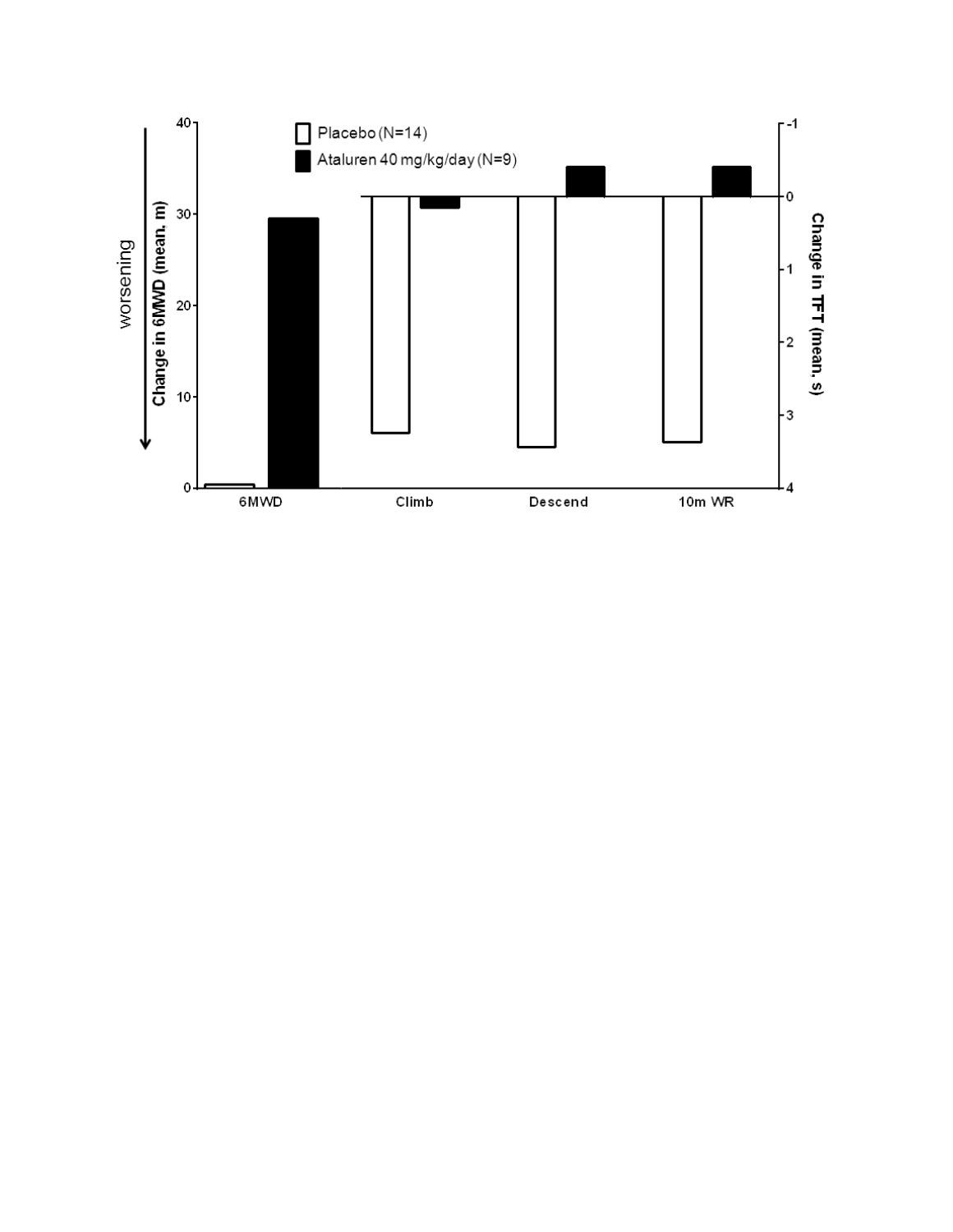Placebo (N=14)

Ataluren 40 mg/kg/day (N=9)

worsening

Change in 6MWD (mean, m)

Change in TFT (mean, s)

| | 6MWD | Climb | Descend | 10m WR |
|---|---|---|---|---|

Left axis: 0, 10, 20, 30, 40

Right axis: -1, 0, 1, 2, 3, 4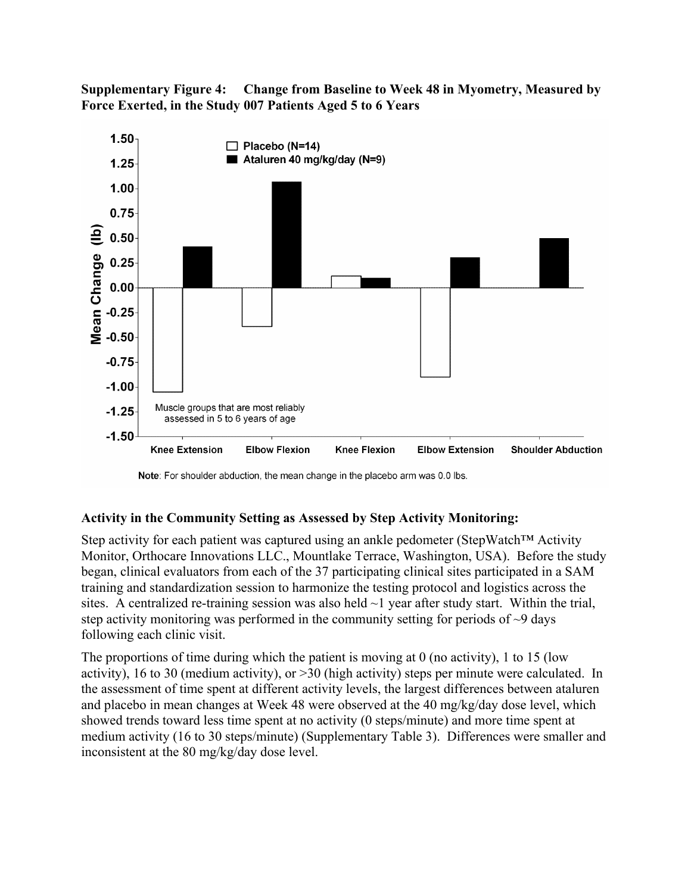**Supplementary Figure 4: Change from Baseline to Week 48 in Myometry, Measured by Force Exerted, in the Study 007 Patients Aged 5 to 6 Years**

Note: For shoulder abduction, the mean change in the placebo arm was 0.0 lbs.

### Activity in the Community Setting as Assessed by Step Activity Monitoring:

Step activity for each patient was captured using an ankle pedometer (StepWatch™ Activity Monitor, Orthocare Innovations LLC., Mountlake Terrace, Washington, USA). Before the study began, clinical evaluators from each of the 37 participating clinical sites participated in a SAM training and standardization session to harmonize the testing protocol and logistics across the sites. A centralized re-training session was also held ~1 year after study start. Within the trial, step activity monitoring was performed in the community setting for periods of ~9 days following each clinic visit.

The proportions of time during which the patient is moving at 0 (no activity), 1 to 15 (low activity), 16 to 30 (medium activity), or >30 (high activity) steps per minute were calculated. In the assessment of time spent at different activity levels, the largest differences between ataluren and placebo in mean changes at Week 48 were observed at the 40 mg/kg/day dose level, which showed trends toward less time spent at no activity (0 steps/minute) and more time spent at medium activity (16 to 30 steps/minute) (Supplementary Table 3). Differences were smaller and inconsistent at the 80 mg/kg/day dose level.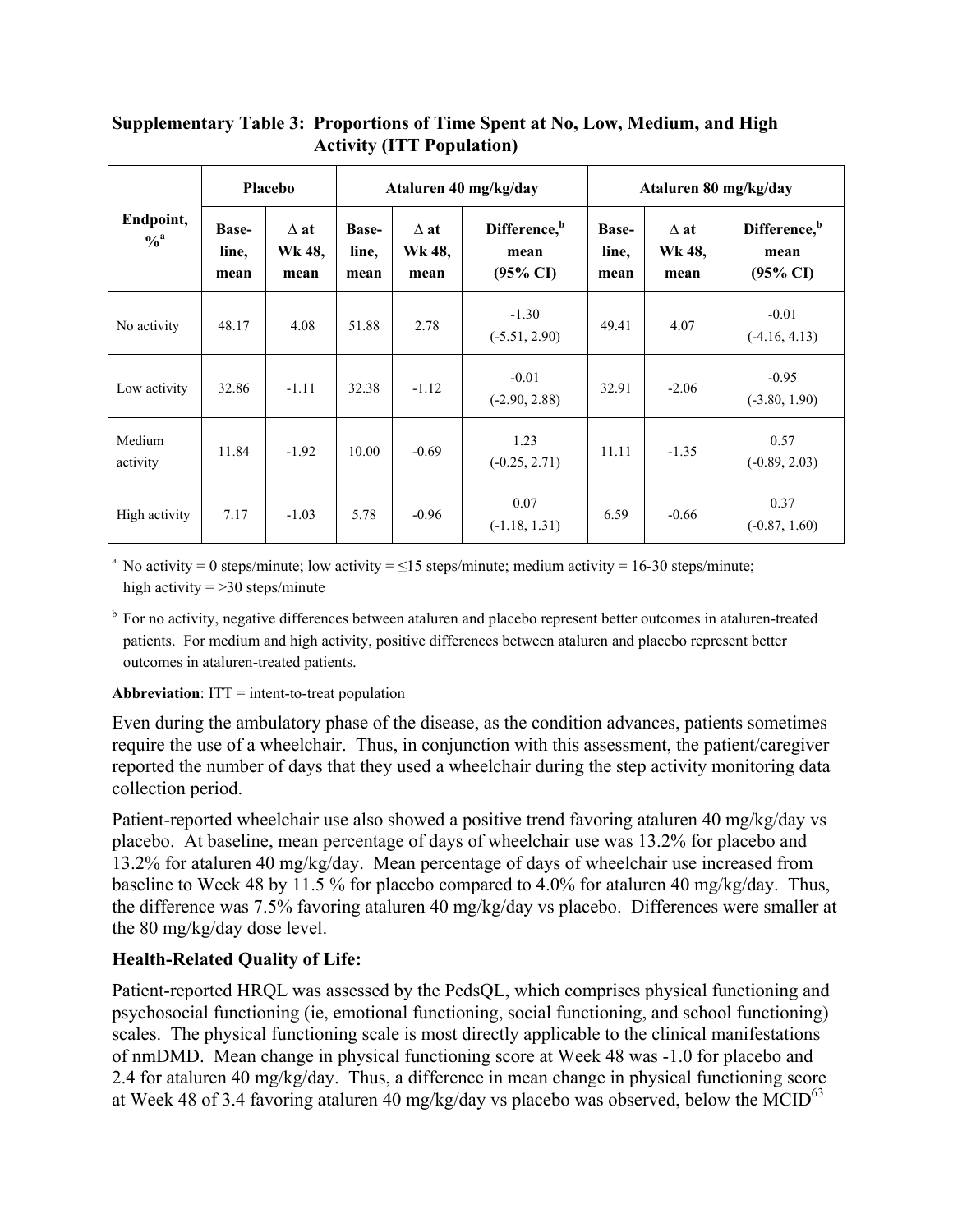**Supplementary Table 3: Proportions of Time Spent at No, Low, Medium, and High Activity (ITT Population)**

| Endpoint, %[a] | Placebo | | Ataluren 40 mg/kg/day | | | Ataluren 80 mg/kg/day | | |
|---|---|---|---|---|---|---|---|---|
| | Base-line, mean | Δ at Wk 48, mean | Base-line, mean | Δ at Wk 48, mean | Difference,[b] mean (95% CI) | Base-line, mean | Δ at Wk 48, mean | Difference,[b] mean (95% CI) |
| No activity | 48.17 | 4.08 | 51.88 | 2.78 | -1.30 (-5.51, 2.90) | 49.41 | 4.07 | -0.01 (-4.16, 4.13) |
| Low activity | 32.86 | -1.11 | 32.38 | -1.12 | -0.01 (-2.90, 2.88) | 32.91 | -2.06 | -0.95 (-3.80, 1.90) |
| Medium activity | 11.84 | -1.92 | 10.00 | -0.69 | 1.23 (-0.25, 2.71) | 11.11 | -1.35 | 0.57 (-0.89, 2.03) |
| High activity | 7.17 | -1.03 | 5.78 | -0.96 | 0.07 (-1.18, 1.31) | 6.59 | -0.66 | 0.37 (-0.87, 1.60) |

[a] No activity = 0 steps/minute; low activity = ≤15 steps/minute; medium activity = 16-30 steps/minute; high activity = >30 steps/minute

[b] For no activity, negative differences between ataluren and placebo represent better outcomes in ataluren-treated patients. For medium and high activity, positive differences between ataluren and placebo represent better outcomes in ataluren-treated patients.

**Abbreviation**: ITT = intent-to-treat population

Even during the ambulatory phase of the disease, as the condition advances, patients sometimes require the use of a wheelchair. Thus, in conjunction with this assessment, the patient/caregiver reported the number of days that they used a wheelchair during the step activity monitoring data collection period.

Patient-reported wheelchair use also showed a positive trend favoring ataluren 40 mg/kg/day vs placebo. At baseline, mean percentage of days of wheelchair use was 13.2% for placebo and 13.2% for ataluren 40 mg/kg/day. Mean percentage of days of wheelchair use increased from baseline to Week 48 by 11.5 % for placebo compared to 4.0% for ataluren 40 mg/kg/day. Thus, the difference was 7.5% favoring ataluren 40 mg/kg/day vs placebo. Differences were smaller at the 80 mg/kg/day dose level.

### Health-Related Quality of Life:

Patient-reported HRQL was assessed by the PedsQL, which comprises physical functioning and psychosocial functioning (ie, emotional functioning, social functioning, and school functioning) scales. The physical functioning scale is most directly applicable to the clinical manifestations of nmDMD. Mean change in physical functioning score at Week 48 was -1.0 for placebo and 2.4 for ataluren 40 mg/kg/day. Thus, a difference in mean change in physical functioning score at Week 48 of 3.4 favoring ataluren 40 mg/kg/day vs placebo was observed, below the MCID[63]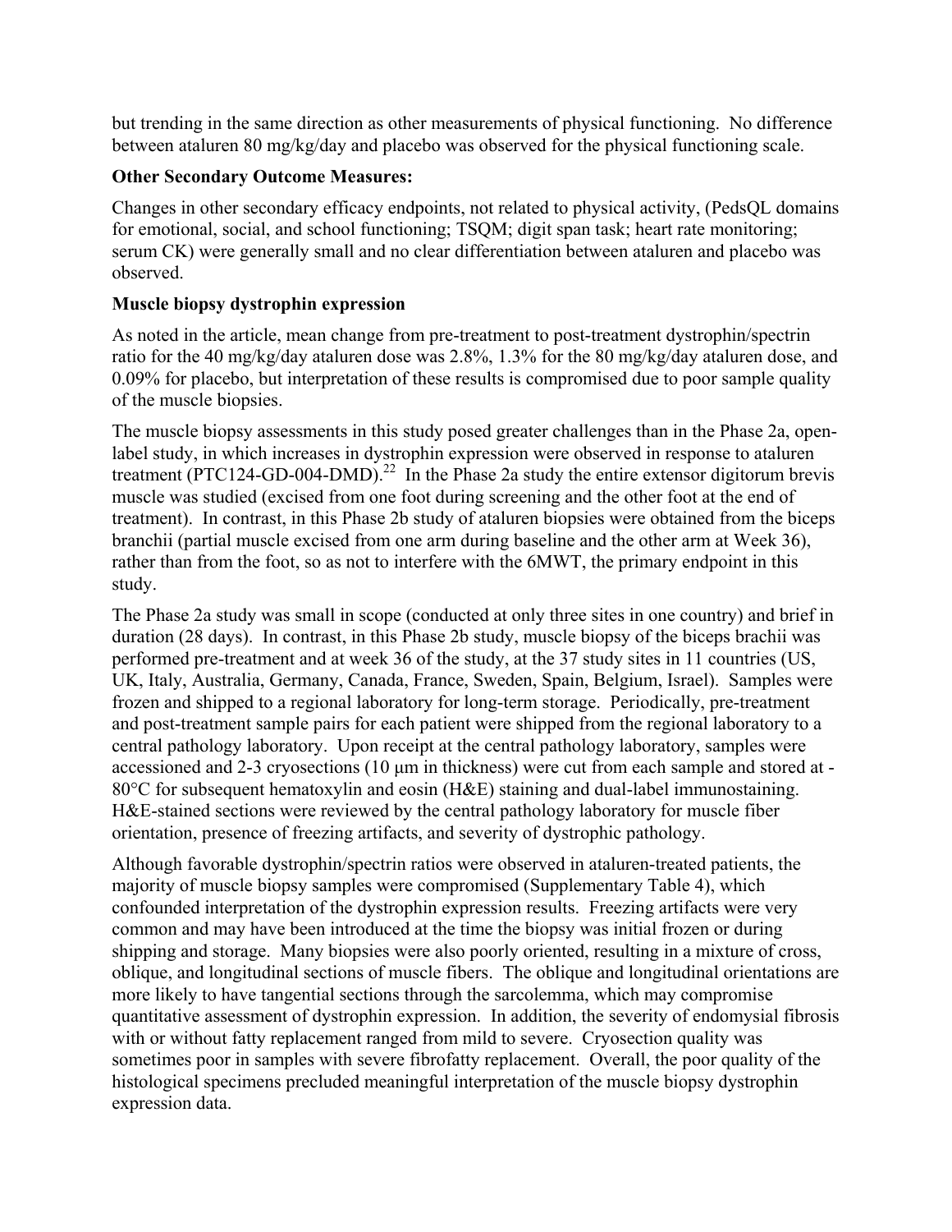but trending in the same direction as other measurements of physical functioning. No difference between ataluren 80 mg/kg/day and placebo was observed for the physical functioning scale.

**Other Secondary Outcome Measures:**

Changes in other secondary efficacy endpoints, not related to physical activity, (PedsQL domains for emotional, social, and school functioning; TSQM; digit span task; heart rate monitoring; serum CK) were generally small and no clear differentiation between ataluren and placebo was observed.

**Muscle biopsy dystrophin expression**

As noted in the article, mean change from pre-treatment to post-treatment dystrophin/spectrin ratio for the 40 mg/kg/day ataluren dose was 2.8%, 1.3% for the 80 mg/kg/day ataluren dose, and 0.09% for placebo, but interpretation of these results is compromised due to poor sample quality of the muscle biopsies.

The muscle biopsy assessments in this study posed greater challenges than in the Phase 2a, open-label study, in which increases in dystrophin expression were observed in response to ataluren treatment (PTC124-GD-004-DMD).[22] In the Phase 2a study the entire extensor digitorum brevis muscle was studied (excised from one foot during screening and the other foot at the end of treatment). In contrast, in this Phase 2b study of ataluren biopsies were obtained from the biceps branchii (partial muscle excised from one arm during baseline and the other arm at Week 36), rather than from the foot, so as not to interfere with the 6MWT, the primary endpoint in this study.

The Phase 2a study was small in scope (conducted at only three sites in one country) and brief in duration (28 days). In contrast, in this Phase 2b study, muscle biopsy of the biceps brachii was performed pre-treatment and at week 36 of the study, at the 37 study sites in 11 countries (US, UK, Italy, Australia, Germany, Canada, France, Sweden, Spain, Belgium, Israel). Samples were frozen and shipped to a regional laboratory for long-term storage. Periodically, pre-treatment and post-treatment sample pairs for each patient were shipped from the regional laboratory to a central pathology laboratory. Upon receipt at the central pathology laboratory, samples were accessioned and 2-3 cryosections (10 µm in thickness) were cut from each sample and stored at -80°C for subsequent hematoxylin and eosin (H&E) staining and dual-label immunostaining. H&E-stained sections were reviewed by the central pathology laboratory for muscle fiber orientation, presence of freezing artifacts, and severity of dystrophic pathology.

Although favorable dystrophin/spectrin ratios were observed in ataluren-treated patients, the majority of muscle biopsy samples were compromised (Supplementary Table 4), which confounded interpretation of the dystrophin expression results. Freezing artifacts were very common and may have been introduced at the time the biopsy was initial frozen or during shipping and storage. Many biopsies were also poorly oriented, resulting in a mixture of cross, oblique, and longitudinal sections of muscle fibers. The oblique and longitudinal orientations are more likely to have tangential sections through the sarcolemma, which may compromise quantitative assessment of dystrophin expression. In addition, the severity of endomysial fibrosis with or without fatty replacement ranged from mild to severe. Cryosection quality was sometimes poor in samples with severe fibrofatty replacement. Overall, the poor quality of the histological specimens precluded meaningful interpretation of the muscle biopsy dystrophin expression data.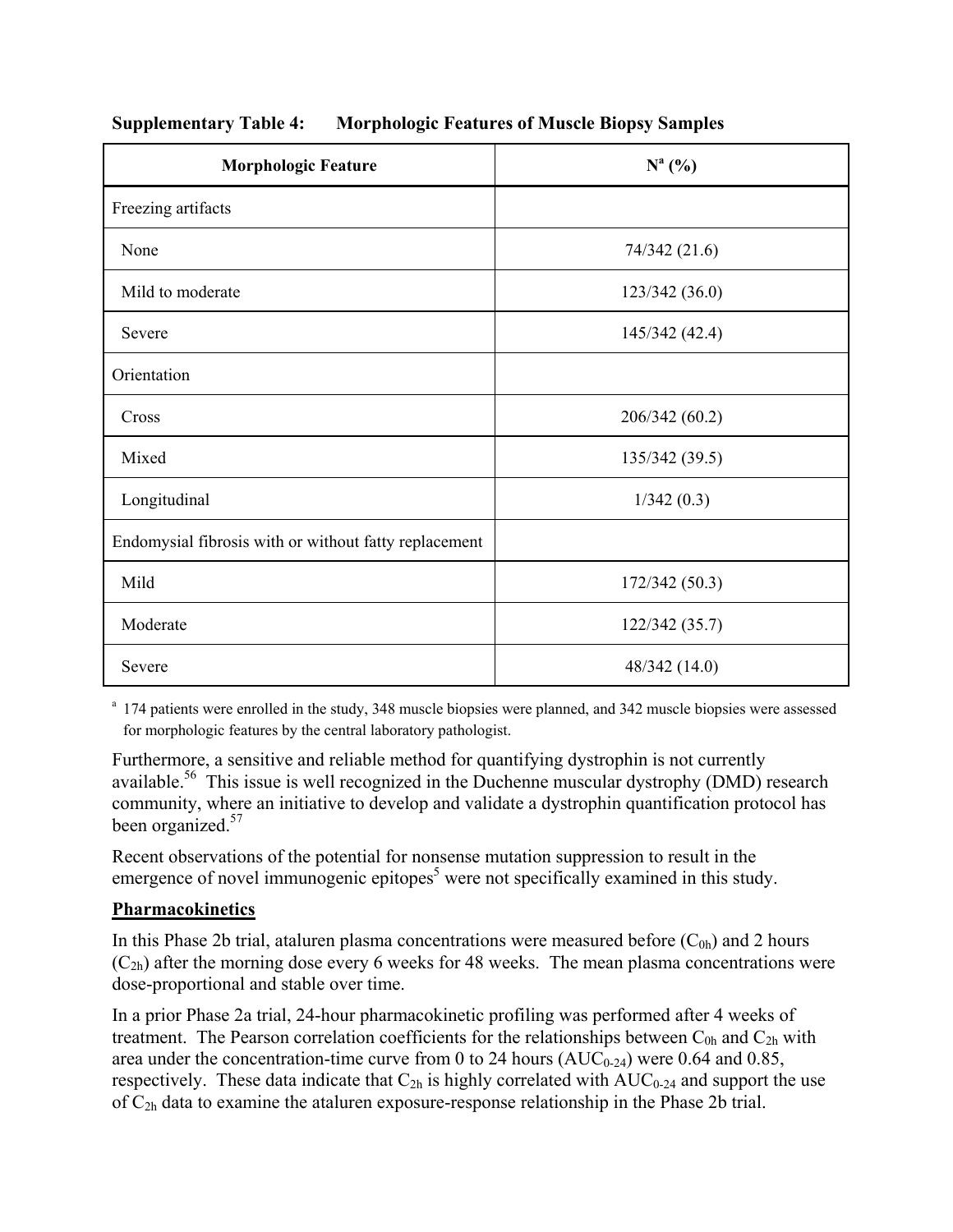**Supplementary Table 4: Morphologic Features of Muscle Biopsy Samples**

| Morphologic Feature | N[a] (%) |
|---|---|
| Freezing artifacts | |
| None | 74/342 (21.6) |
| Mild to moderate | 123/342 (36.0) |
| Severe | 145/342 (42.4) |
| Orientation | |
| Cross | 206/342 (60.2) |
| Mixed | 135/342 (39.5) |
| Longitudinal | 1/342 (0.3) |
| Endomysial fibrosis with or without fatty replacement | |
| Mild | 172/342 (50.3) |
| Moderate | 122/342 (35.7) |
| Severe | 48/342 (14.0) |

[a] 174 patients were enrolled in the study, 348 muscle biopsies were planned, and 342 muscle biopsies were assessed for morphologic features by the central laboratory pathologist.

Furthermore, a sensitive and reliable method for quantifying dystrophin is not currently available.[56] This issue is well recognized in the Duchenne muscular dystrophy (DMD) research community, where an initiative to develop and validate a dystrophin quantification protocol has been organized.[57]

Recent observations of the potential for nonsense mutation suppression to result in the emergence of novel immunogenic epitopes[5] were not specifically examined in this study.

## Pharmacokinetics

In this Phase 2b trial, ataluren plasma concentrations were measured before ($C_{0h}$) and 2 hours ($C_{2h}$) after the morning dose every 6 weeks for 48 weeks. The mean plasma concentrations were dose-proportional and stable over time.

In a prior Phase 2a trial, 24-hour pharmacokinetic profiling was performed after 4 weeks of treatment. The Pearson correlation coefficients for the relationships between $C_{0h}$ and $C_{2h}$ with area under the concentration-time curve from 0 to 24 hours ($AUC_{0-24}$) were 0.64 and 0.85, respectively. These data indicate that $C_{2h}$ is highly correlated with $AUC_{0-24}$ and support the use of $C_{2h}$ data to examine the ataluren exposure-response relationship in the Phase 2b trial.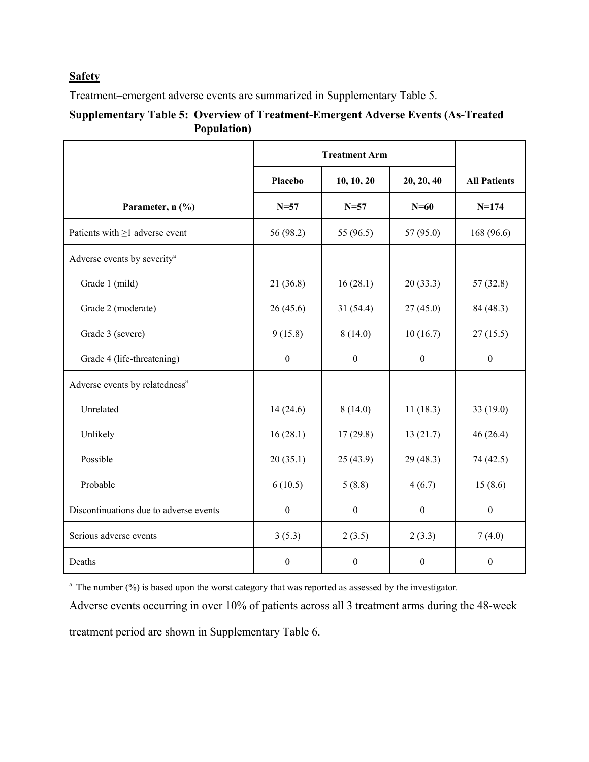**Safety**

Treatment–emergent adverse events are summarized in Supplementary Table 5.

**Supplementary Table 5: Overview of Treatment-Emergent Adverse Events (As-Treated Population)**

| | Treatment Arm | | | |
|---|---|---|---|---|
| | **Placebo** | **10, 10, 20** | **20, 20, 40** | **All Patients** |
| **Parameter, n (%)** | **N=57** | **N=57** | **N=60** | **N=174** |
| Patients with ≥1 adverse event | 56 (98.2) | 55 (96.5) | 57 (95.0) | 168 (96.6) |
| Adverse events by severity[a] | | | | |
| Grade 1 (mild) | 21 (36.8) | 16 (28.1) | 20 (33.3) | 57 (32.8) |
| Grade 2 (moderate) | 26 (45.6) | 31 (54.4) | 27 (45.0) | 84 (48.3) |
| Grade 3 (severe) | 9 (15.8) | 8 (14.0) | 10 (16.7) | 27 (15.5) |
| Grade 4 (life-threatening) | 0 | 0 | 0 | 0 |
| Adverse events by relatedness[a] | | | | |
| Unrelated | 14 (24.6) | 8 (14.0) | 11 (18.3) | 33 (19.0) |
| Unlikely | 16 (28.1) | 17 (29.8) | 13 (21.7) | 46 (26.4) |
| Possible | 20 (35.1) | 25 (43.9) | 29 (48.3) | 74 (42.5) |
| Probable | 6 (10.5) | 5 (8.8) | 4 (6.7) | 15 (8.6) |
| Discontinuations due to adverse events | 0 | 0 | 0 | 0 |
| Serious adverse events | 3 (5.3) | 2 (3.5) | 2 (3.3) | 7 (4.0) |
| Deaths | 0 | 0 | 0 | 0 |

[a] The number (%) is based upon the worst category that was reported as assessed by the investigator.

Adverse events occurring in over 10% of patients across all 3 treatment arms during the 48-week treatment period are shown in Supplementary Table 6.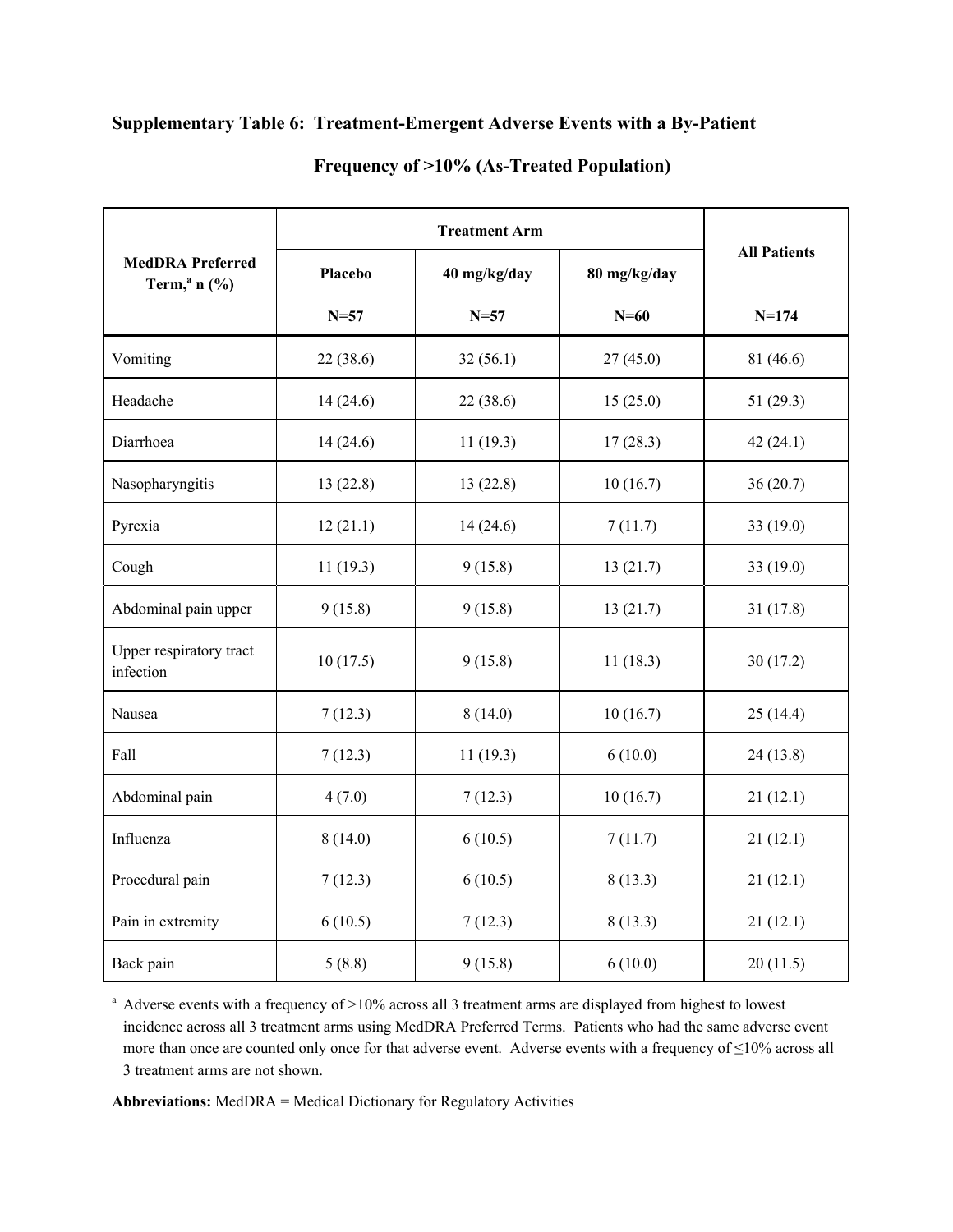**Supplementary Table 6: Treatment-Emergent Adverse Events with a By-Patient Frequency of >10% (As-Treated Population)**

| MedDRA Preferred Term,[a] n (%) | Treatment Arm | | | All Patients |
|---|---|---|---|---|
| | Placebo | 40 mg/kg/day | 80 mg/kg/day | |
| | N=57 | N=57 | N=60 | N=174 |
| Vomiting | 22 (38.6) | 32 (56.1) | 27 (45.0) | 81 (46.6) |
| Headache | 14 (24.6) | 22 (38.6) | 15 (25.0) | 51 (29.3) |
| Diarrhoea | 14 (24.6) | 11 (19.3) | 17 (28.3) | 42 (24.1) |
| Nasopharyngitis | 13 (22.8) | 13 (22.8) | 10 (16.7) | 36 (20.7) |
| Pyrexia | 12 (21.1) | 14 (24.6) | 7 (11.7) | 33 (19.0) |
| Cough | 11 (19.3) | 9 (15.8) | 13 (21.7) | 33 (19.0) |
| Abdominal pain upper | 9 (15.8) | 9 (15.8) | 13 (21.7) | 31 (17.8) |
| Upper respiratory tract infection | 10 (17.5) | 9 (15.8) | 11 (18.3) | 30 (17.2) |
| Nausea | 7 (12.3) | 8 (14.0) | 10 (16.7) | 25 (14.4) |
| Fall | 7 (12.3) | 11 (19.3) | 6 (10.0) | 24 (13.8) |
| Abdominal pain | 4 (7.0) | 7 (12.3) | 10 (16.7) | 21 (12.1) |
| Influenza | 8 (14.0) | 6 (10.5) | 7 (11.7) | 21 (12.1) |
| Procedural pain | 7 (12.3) | 6 (10.5) | 8 (13.3) | 21 (12.1) |
| Pain in extremity | 6 (10.5) | 7 (12.3) | 8 (13.3) | 21 (12.1) |
| Back pain | 5 (8.8) | 9 (15.8) | 6 (10.0) | 20 (11.5) |

[a] Adverse events with a frequency of >10% across all 3 treatment arms are displayed from highest to lowest incidence across all 3 treatment arms using MedDRA Preferred Terms. Patients who had the same adverse event more than once are counted only once for that adverse event. Adverse events with a frequency of ≤10% across all 3 treatment arms are not shown.

**Abbreviations:** MedDRA = Medical Dictionary for Regulatory Activities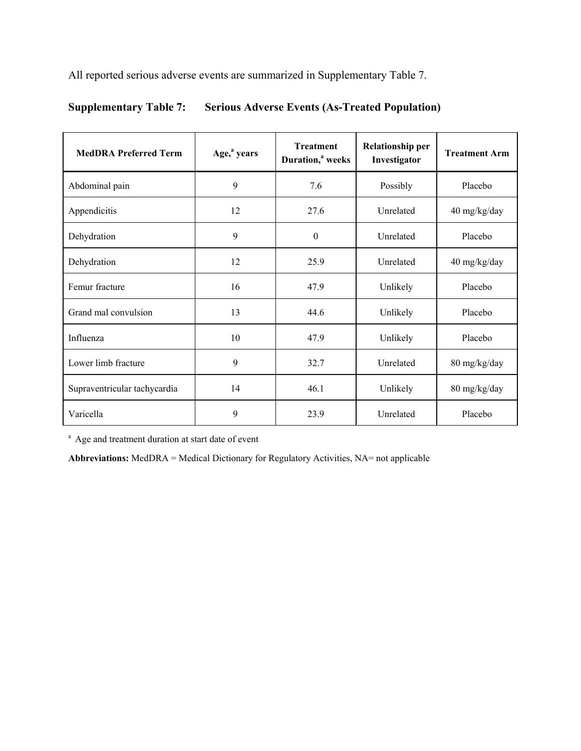All reported serious adverse events are summarized in Supplementary Table 7.

**Supplementary Table 7: Serious Adverse Events (As-Treated Population)**

| MedDRA Preferred Term | Age,[a] years | Treatment Duration,[a] weeks | Relationship per Investigator | Treatment Arm |
|---|---|---|---|---|
| Abdominal pain | 9 | 7.6 | Possibly | Placebo |
| Appendicitis | 12 | 27.6 | Unrelated | 40 mg/kg/day |
| Dehydration | 9 | 0 | Unrelated | Placebo |
| Dehydration | 12 | 25.9 | Unrelated | 40 mg/kg/day |
| Femur fracture | 16 | 47.9 | Unlikely | Placebo |
| Grand mal convulsion | 13 | 44.6 | Unlikely | Placebo |
| Influenza | 10 | 47.9 | Unlikely | Placebo |
| Lower limb fracture | 9 | 32.7 | Unrelated | 80 mg/kg/day |
| Supraventricular tachycardia | 14 | 46.1 | Unlikely | 80 mg/kg/day |
| Varicella | 9 | 23.9 | Unrelated | Placebo |

[a] Age and treatment duration at start date of event

**Abbreviations:** MedDRA = Medical Dictionary for Regulatory Activities, NA= not applicable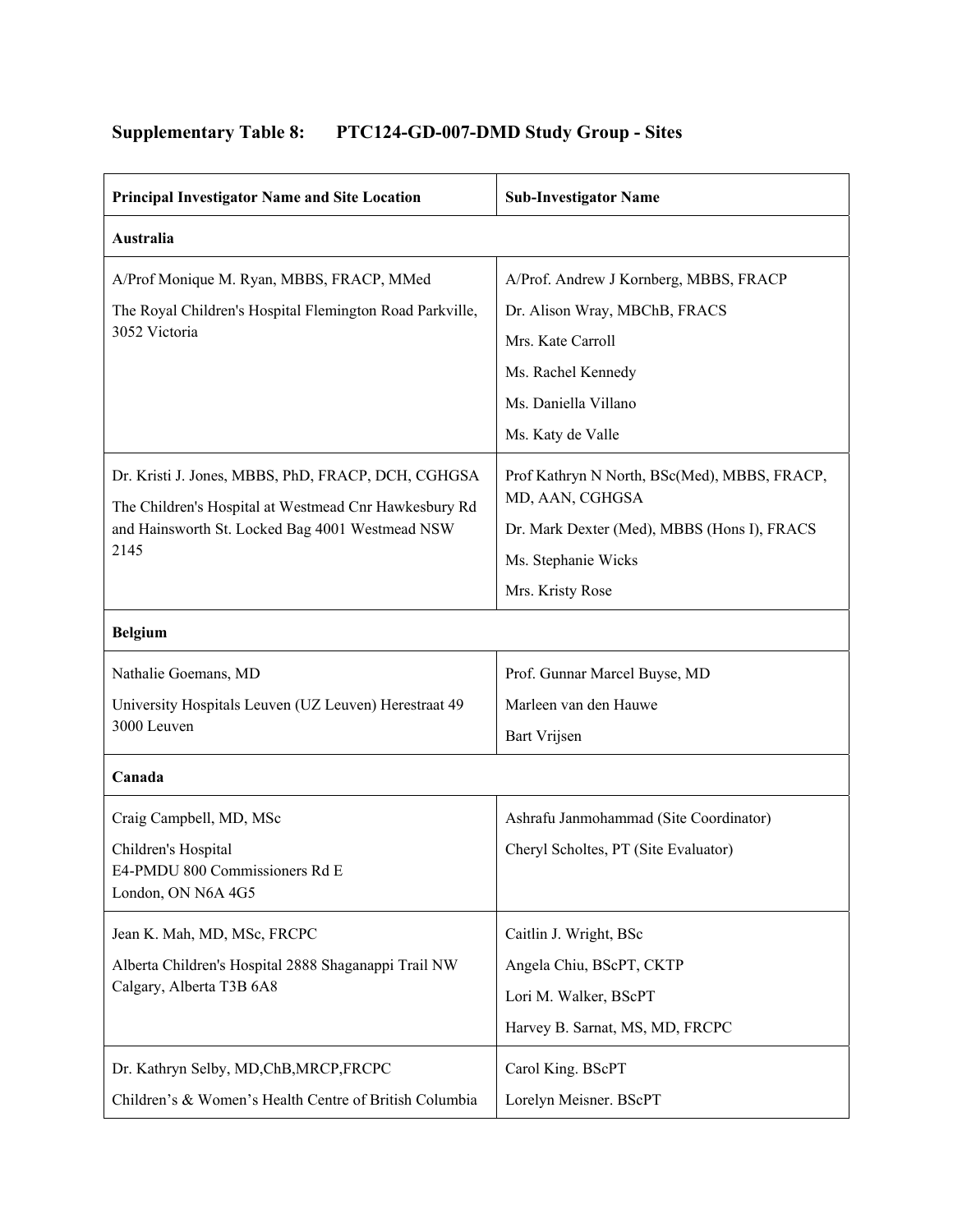**Supplementary Table 8: PTC124-GD-007-DMD Study Group - Sites**

| Principal Investigator Name and Site Location | Sub-Investigator Name |
|---|---|
| **Australia** | |
| A/Prof Monique M. Ryan, MBBS, FRACP, MMed<br>The Royal Children's Hospital Flemington Road Parkville, 3052 Victoria | A/Prof. Andrew J Kornberg, MBBS, FRACP<br>Dr. Alison Wray, MBChB, FRACS<br>Mrs. Kate Carroll<br>Ms. Rachel Kennedy<br>Ms. Daniella Villano<br>Ms. Katy de Valle |
| Dr. Kristi J. Jones, MBBS, PhD, FRACP, DCH, CGHGSA<br>The Children's Hospital at Westmead Cnr Hawkesbury Rd and Hainsworth St. Locked Bag 4001 Westmead NSW 2145 | Prof Kathryn N North, BSc(Med), MBBS, FRACP, MD, AAN, CGHGSA<br>Dr. Mark Dexter (Med), MBBS (Hons I), FRACS<br>Ms. Stephanie Wicks<br>Mrs. Kristy Rose |
| **Belgium** | |
| Nathalie Goemans, MD<br>University Hospitals Leuven (UZ Leuven) Herestraat 49 3000 Leuven | Prof. Gunnar Marcel Buyse, MD<br>Marleen van den Hauwe<br>Bart Vrijsen |
| **Canada** | |
| Craig Campbell, MD, MSc<br>Children's Hospital<br>E4-PMDU 800 Commissioners Rd E<br>London, ON N6A 4G5 | Ashrafu Janmohammad (Site Coordinator)<br>Cheryl Scholtes, PT (Site Evaluator) |
| Jean K. Mah, MD, MSc, FRCPC<br>Alberta Children's Hospital 2888 Shaganappi Trail NW Calgary, Alberta T3B 6A8 | Caitlin J. Wright, BSc<br>Angela Chiu, BScPT, CKTP<br>Lori M. Walker, BScPT<br>Harvey B. Sarnat, MS, MD, FRCPC |
| Dr. Kathryn Selby, MD,ChB,MRCP,FRCPC<br>Children's & Women's Health Centre of British Columbia | Carol King. BScPT<br>Lorelyn Meisner. BScPT |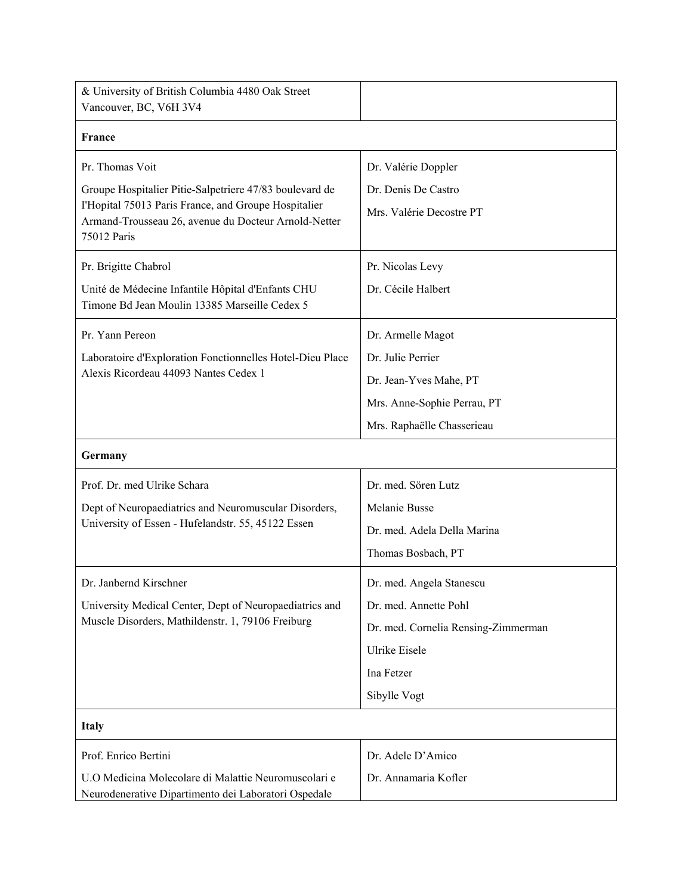| | |
|---|---|
| & University of British Columbia 4480 Oak Street Vancouver, BC, V6H 3V4 | |
| **France** | |
| Pr. Thomas Voit<br><br>Groupe Hospitalier Pitie-Salpetriere 47/83 boulevard de l'Hopital 75013 Paris France, and Groupe Hospitalier Armand-Trousseau 26, avenue du Docteur Arnold-Netter 75012 Paris | Dr. Valérie Doppler<br><br>Dr. Denis De Castro<br><br>Mrs. Valérie Decostre PT |
| Pr. Brigitte Chabrol<br><br>Unité de Médecine Infantile Hôpital d'Enfants CHU Timone Bd Jean Moulin 13385 Marseille Cedex 5 | Pr. Nicolas Levy<br><br>Dr. Cécile Halbert |
| Pr. Yann Pereon<br><br>Laboratoire d'Exploration Fonctionnelles Hotel-Dieu Place Alexis Ricordeau 44093 Nantes Cedex 1 | Dr. Armelle Magot<br><br>Dr. Julie Perrier<br><br>Dr. Jean-Yves Mahe, PT<br><br>Mrs. Anne-Sophie Perrau, PT<br><br>Mrs. Raphaëlle Chasserieau |
| **Germany** | |
| Prof. Dr. med Ulrike Schara<br><br>Dept of Neuropaediatrics and Neuromuscular Disorders, University of Essen - Hufelandstr. 55, 45122 Essen | Dr. med. Sören Lutz<br><br>Melanie Busse<br><br>Dr. med. Adela Della Marina<br><br>Thomas Bosbach, PT |
| Dr. Janbernd Kirschner<br><br>University Medical Center, Dept of Neuropaediatrics and Muscle Disorders, Mathildenstr. 1, 79106 Freiburg | Dr. med. Angela Stanescu<br><br>Dr. med. Annette Pohl<br><br>Dr. med. Cornelia Rensing-Zimmerman<br><br>Ulrike Eisele<br><br>Ina Fetzer<br><br>Sibylle Vogt |
| **Italy** | |
| Prof. Enrico Bertini<br><br>U.O Medicina Molecolare di Malattie Neuromuscolari e Neurodenerative Dipartimento dei Laboratori Ospedale | Dr. Adele D'Amico<br><br>Dr. Annamaria Kofler |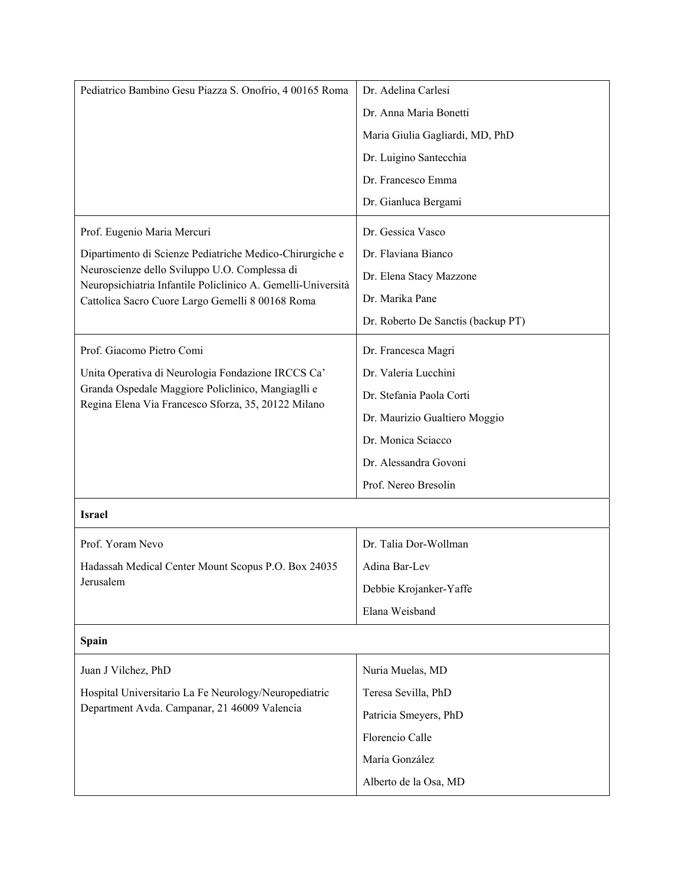| | |
|---|---|
| Pediatrico Bambino Gesu Piazza S. Onofrio, 4 00165 Roma | Dr. Adelina Carlesi<br>Dr. Anna Maria Bonetti<br>Maria Giulia Gagliardi, MD, PhD<br>Dr. Luigino Santecchia<br>Dr. Francesco Emma<br>Dr. Gianluca Bergami |
| Prof. Eugenio Maria Mercuri<br>Dipartimento di Scienze Pediatriche Medico-Chirurgiche e Neuroscienze dello Sviluppo U.O. Complessa di Neuropsichiatria Infantile Policlinico A. Gemelli-Università Cattolica Sacro Cuore Largo Gemelli 8 00168 Roma | Dr. Gessica Vasco<br>Dr. Flaviana Bianco<br>Dr. Elena Stacy Mazzone<br>Dr. Marika Pane<br>Dr. Roberto De Sanctis (backup PT) |
| Prof. Giacomo Pietro Comi<br>Unita Operativa di Neurologia Fondazione IRCCS Ca' Granda Ospedale Maggiore Policlinico, Mangiaglli e Regina Elena Via Francesco Sforza, 35, 20122 Milano | Dr. Francesca Magri<br>Dr. Valeria Lucchini<br>Dr. Stefania Paola Corti<br>Dr. Maurizio Gualtiero Moggio<br>Dr. Monica Sciacco<br>Dr. Alessandra Govoni<br>Prof. Nereo Bresolin |
| **Israel** | |
| Prof. Yoram Nevo<br>Hadassah Medical Center Mount Scopus P.O. Box 24035 Jerusalem | Dr. Talia Dor-Wollman<br>Adina Bar-Lev<br>Debbie Krojanker-Yaffe<br>Elana Weisband |
| **Spain** | |
| Juan J Vilchez, PhD<br>Hospital Universitario La Fe Neurology/Neuropediatric Department Avda. Campanar, 21 46009 Valencia | Nuria Muelas, MD<br>Teresa Sevilla, PhD<br>Patricia Smeyers, PhD<br>Florencio Calle<br>María González<br>Alberto de la Osa, MD |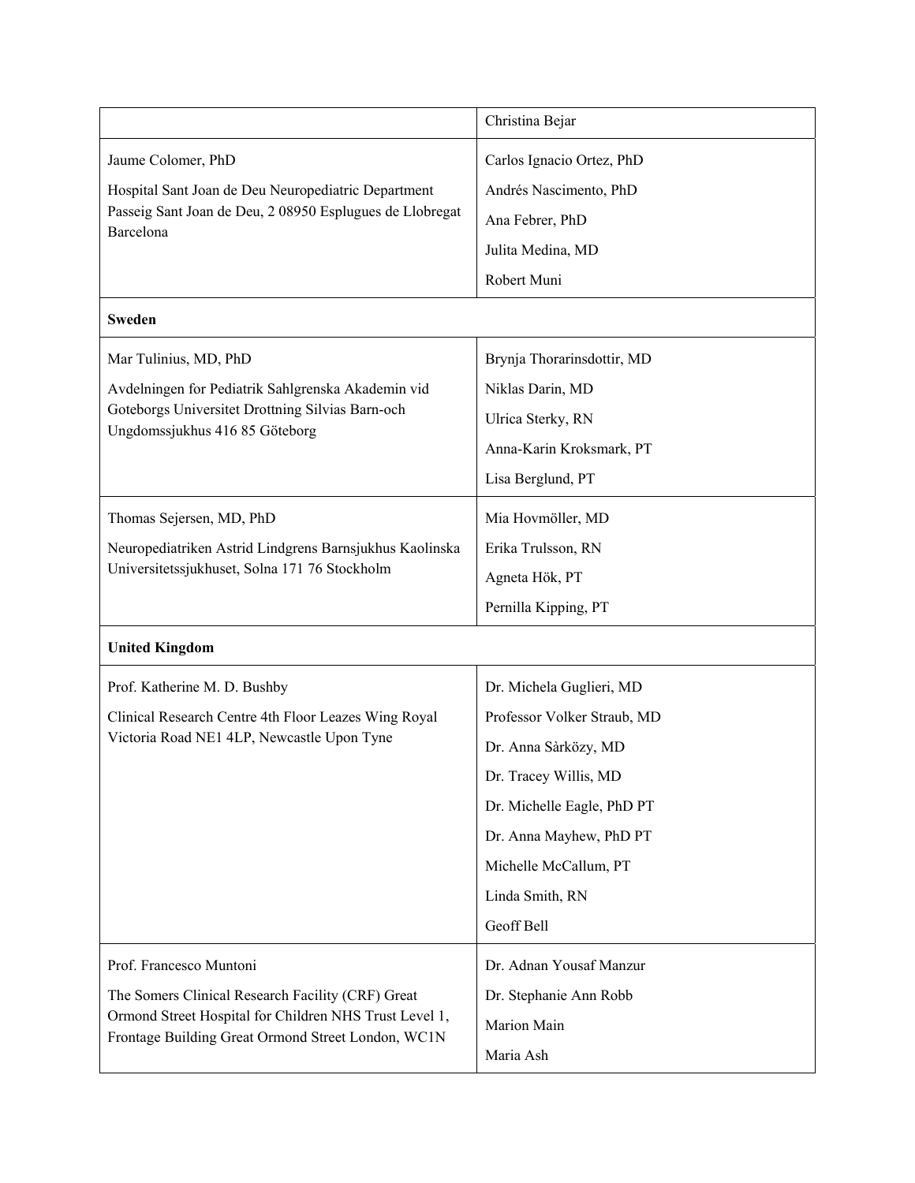| | |
|---|---|
| | Christina Bejar |
| Jaume Colomer, PhD<br><br>Hospital Sant Joan de Deu Neuropediatric Department Passeig Sant Joan de Deu, 2 08950 Esplugues de Llobregat Barcelona | Carlos Ignacio Ortez, PhD<br>Andrés Nascimento, PhD<br>Ana Febrer, PhD<br>Julita Medina, MD<br>Robert Muni |
| **Sweden** | |
| Mar Tulinius, MD, PhD<br><br>Avdelningen for Pediatrik Sahlgrenska Akademin vid Goteborgs Universitet Drottning Silvias Barn-och Ungdomssjukhus 416 85 Göteborg | Brynja Thorarinsdottir, MD<br>Niklas Darin, MD<br>Ulrica Sterky, RN<br>Anna-Karin Kroksmark, PT<br>Lisa Berglund, PT |
| Thomas Sejersen, MD, PhD<br><br>Neuropediatriken Astrid Lindgrens Barnsjukhus Kaolinska Universitetssjukhuset, Solna 171 76 Stockholm | Mia Hovmöller, MD<br>Erika Trulsson, RN<br>Agneta Hök, PT<br>Pernilla Kipping, PT |
| **United Kingdom** | |
| Prof. Katherine M. D. Bushby<br><br>Clinical Research Centre 4th Floor Leazes Wing Royal Victoria Road NE1 4LP, Newcastle Upon Tyne | Dr. Michela Guglieri, MD<br>Professor Volker Straub, MD<br>Dr. Anna Sårközy, MD<br>Dr. Tracey Willis, MD<br>Dr. Michelle Eagle, PhD PT<br>Dr. Anna Mayhew, PhD PT<br>Michelle McCallum, PT<br>Linda Smith, RN<br>Geoff Bell |
| Prof. Francesco Muntoni<br><br>The Somers Clinical Research Facility (CRF) Great Ormond Street Hospital for Children NHS Trust Level 1, Frontage Building Great Ormond Street London, WC1N | Dr. Adnan Yousaf Manzur<br>Dr. Stephanie Ann Robb<br>Marion Main<br>Maria Ash |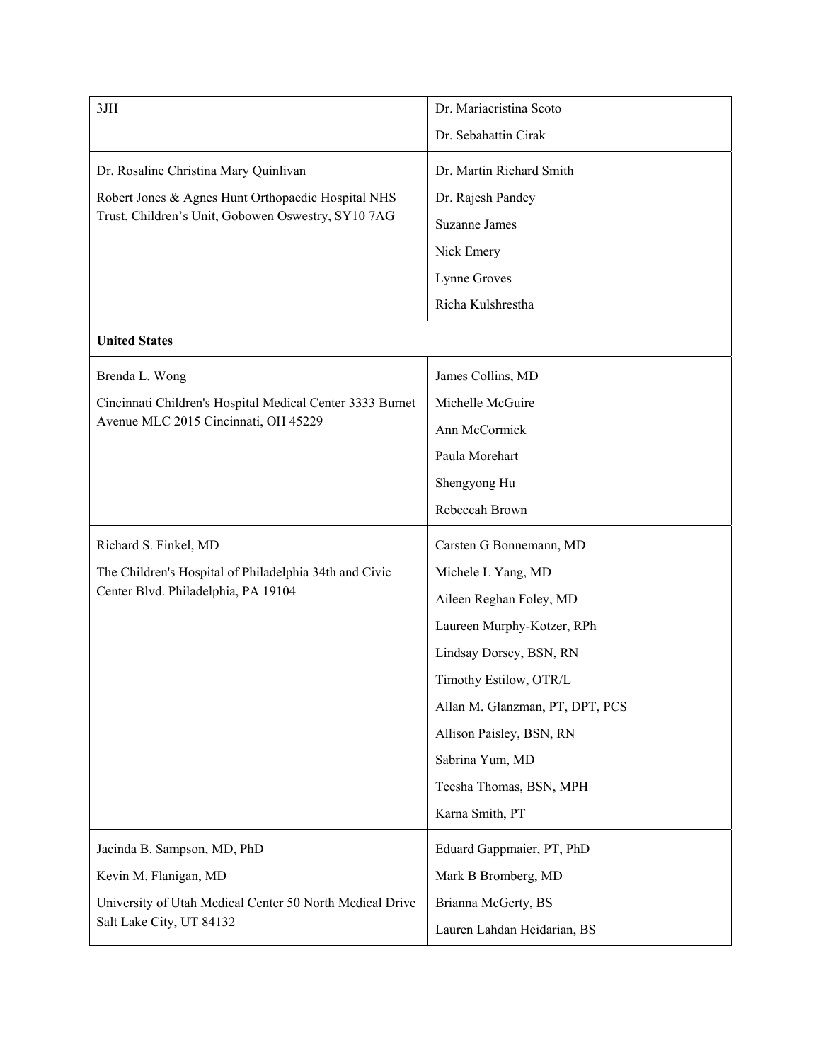| | |
|---|---|
| 3JH | Dr. Mariacristina Scoto<br>Dr. Sebahattin Cirak |
| Dr. Rosaline Christina Mary Quinlivan<br>Robert Jones & Agnes Hunt Orthopaedic Hospital NHS Trust, Children's Unit, Gobowen Oswestry, SY10 7AG | Dr. Martin Richard Smith<br>Dr. Rajesh Pandey<br>Suzanne James<br>Nick Emery<br>Lynne Groves<br>Richa Kulshrestha |
| **United States** | |
| Brenda L. Wong<br>Cincinnati Children's Hospital Medical Center 3333 Burnet Avenue MLC 2015 Cincinnati, OH 45229 | James Collins, MD<br>Michelle McGuire<br>Ann McCormick<br>Paula Morehart<br>Shengyong Hu<br>Rebeccah Brown |
| Richard S. Finkel, MD<br>The Children's Hospital of Philadelphia 34th and Civic Center Blvd. Philadelphia, PA 19104 | Carsten G Bonnemann, MD<br>Michele L Yang, MD<br>Aileen Reghan Foley, MD<br>Laureen Murphy-Kotzer, RPh<br>Lindsay Dorsey, BSN, RN<br>Timothy Estilow, OTR/L<br>Allan M. Glanzman, PT, DPT, PCS<br>Allison Paisley, BSN, RN<br>Sabrina Yum, MD<br>Teesha Thomas, BSN, MPH<br>Karna Smith, PT |
| Jacinda B. Sampson, MD, PhD<br>Kevin M. Flanigan, MD<br>University of Utah Medical Center 50 North Medical Drive Salt Lake City, UT 84132 | Eduard Gappmaier, PT, PhD<br>Mark B Bromberg, MD<br>Brianna McGerty, BS<br>Lauren Lahdan Heidarian, BS |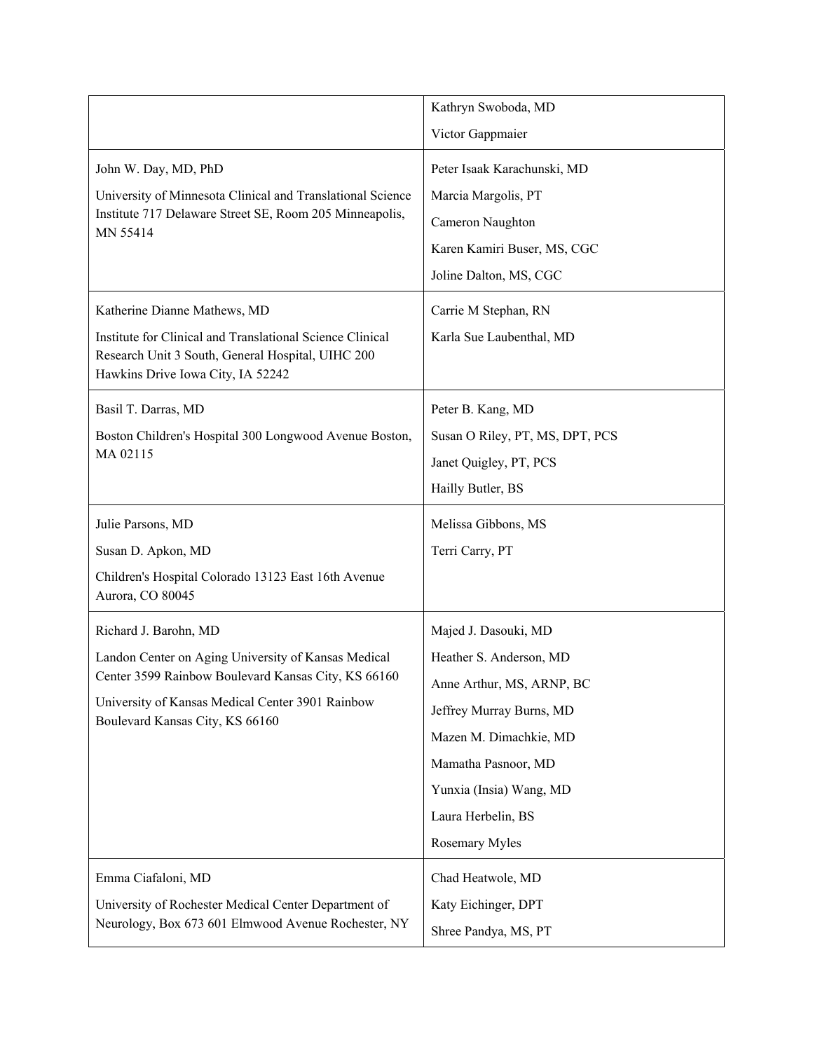| | |
|---|---|
| | Kathryn Swoboda, MD<br>Victor Gappmaier |
| John W. Day, MD, PhD<br>University of Minnesota Clinical and Translational Science Institute 717 Delaware Street SE, Room 205 Minneapolis, MN 55414 | Peter Isaak Karachunski, MD<br>Marcia Margolis, PT<br>Cameron Naughton<br>Karen Kamiri Buser, MS, CGC<br>Joline Dalton, MS, CGC |
| Katherine Dianne Mathews, MD<br>Institute for Clinical and Translational Science Clinical Research Unit 3 South, General Hospital, UIHC 200 Hawkins Drive Iowa City, IA 52242 | Carrie M Stephan, RN<br>Karla Sue Laubenthal, MD |
| Basil T. Darras, MD<br>Boston Children's Hospital 300 Longwood Avenue Boston, MA 02115 | Peter B. Kang, MD<br>Susan O Riley, PT, MS, DPT, PCS<br>Janet Quigley, PT, PCS<br>Hailly Butler, BS |
| Julie Parsons, MD<br>Susan D. Apkon, MD<br>Children's Hospital Colorado 13123 East 16th Avenue Aurora, CO 80045 | Melissa Gibbons, MS<br>Terri Carry, PT |
| Richard J. Barohn, MD<br>Landon Center on Aging University of Kansas Medical Center 3599 Rainbow Boulevard Kansas City, KS 66160<br>University of Kansas Medical Center 3901 Rainbow Boulevard Kansas City, KS 66160 | Majed J. Dasouki, MD<br>Heather S. Anderson, MD<br>Anne Arthur, MS, ARNP, BC<br>Jeffrey Murray Burns, MD<br>Mazen M. Dimachkie, MD<br>Mamatha Pasnoor, MD<br>Yunxia (Insia) Wang, MD<br>Laura Herbelin, BS<br>Rosemary Myles |
| Emma Ciafaloni, MD<br>University of Rochester Medical Center Department of Neurology, Box 673 601 Elmwood Avenue Rochester, NY | Chad Heatwole, MD<br>Katy Eichinger, DPT<br>Shree Pandya, MS, PT |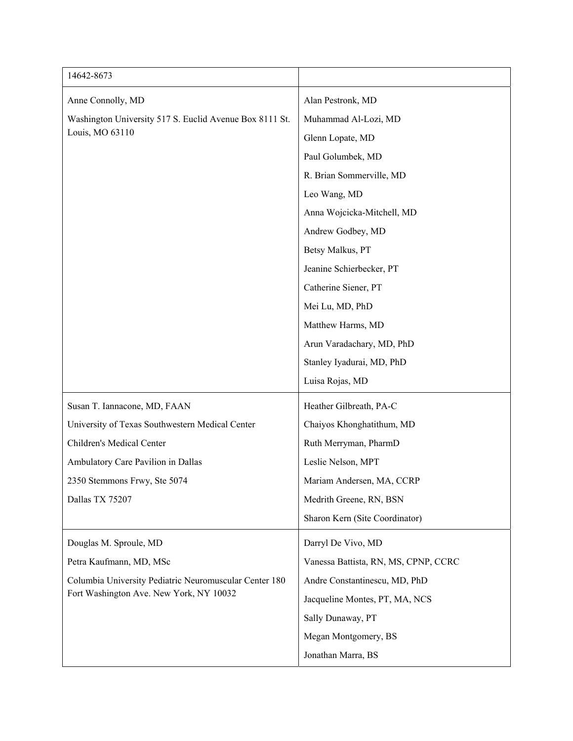| 14642-8673 | |
|---|---|
| Anne Connolly, MD<br><br>Washington University 517 S. Euclid Avenue Box 8111 St. Louis, MO 63110 | Alan Pestronk, MD<br><br>Muhammad Al-Lozi, MD<br><br>Glenn Lopate, MD<br><br>Paul Golumbek, MD<br><br>R. Brian Sommerville, MD<br><br>Leo Wang, MD<br><br>Anna Wojcicka-Mitchell, MD<br><br>Andrew Godbey, MD<br><br>Betsy Malkus, PT<br><br>Jeanine Schierbecker, PT<br><br>Catherine Siener, PT<br><br>Mei Lu, MD, PhD<br><br>Matthew Harms, MD<br><br>Arun Varadachary, MD, PhD<br><br>Stanley Iyadurai, MD, PhD<br><br>Luisa Rojas, MD |
| Susan T. Iannacone, MD, FAAN<br><br>University of Texas Southwestern Medical Center<br><br>Children's Medical Center<br><br>Ambulatory Care Pavilion in Dallas<br><br>2350 Stemmons Frwy, Ste 5074<br><br>Dallas TX 75207 | Heather Gilbreath, PA-C<br><br>Chaiyos Khonghatithum, MD<br><br>Ruth Merryman, PharmD<br><br>Leslie Nelson, MPT<br><br>Mariam Andersen, MA, CCRP<br><br>Medrith Greene, RN, BSN<br><br>Sharon Kern (Site Coordinator) |
| Douglas M. Sproule, MD<br><br>Petra Kaufmann, MD, MSc<br><br>Columbia University Pediatric Neuromuscular Center 180 Fort Washington Ave. New York, NY 10032 | Darryl De Vivo, MD<br><br>Vanessa Battista, RN, MS, CPNP, CCRC<br><br>Andre Constantinescu, MD, PhD<br><br>Jacqueline Montes, PT, MA, NCS<br><br>Sally Dunaway, PT<br><br>Megan Montgomery, BS<br><br>Jonathan Marra, BS |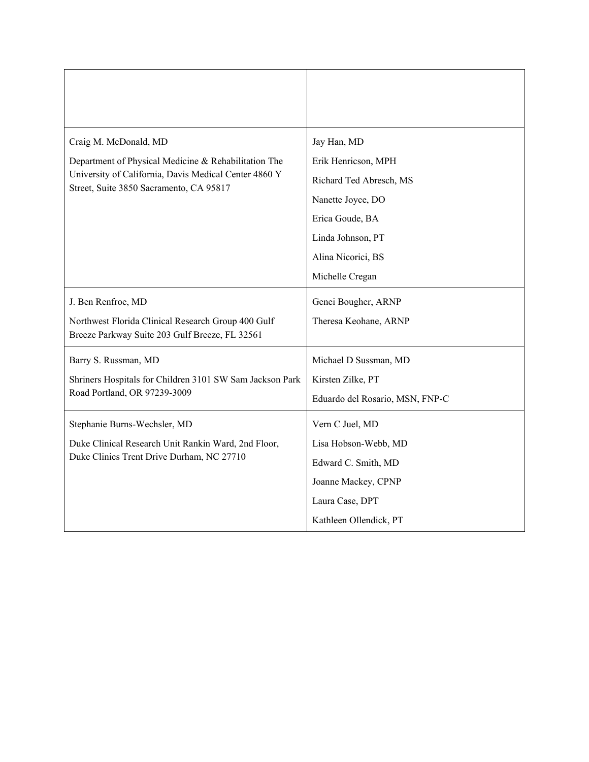| | |
|---|---|
| Craig M. McDonald, MD<br><br>Department of Physical Medicine & Rehabilitation The University of California, Davis Medical Center 4860 Y Street, Suite 3850 Sacramento, CA 95817 | Jay Han, MD<br>Erik Henricson, MPH<br>Richard Ted Abresch, MS<br>Nanette Joyce, DO<br>Erica Goude, BA<br>Linda Johnson, PT<br>Alina Nicorici, BS<br>Michelle Cregan |
| J. Ben Renfroe, MD<br><br>Northwest Florida Clinical Research Group 400 Gulf Breeze Parkway Suite 203 Gulf Breeze, FL 32561 | Genei Bougher, ARNP<br>Theresa Keohane, ARNP |
| Barry S. Russman, MD<br><br>Shriners Hospitals for Children 3101 SW Sam Jackson Park Road Portland, OR 97239-3009 | Michael D Sussman, MD<br>Kirsten Zilke, PT<br>Eduardo del Rosario, MSN, FNP-C |
| Stephanie Burns-Wechsler, MD<br><br>Duke Clinical Research Unit Rankin Ward, 2nd Floor, Duke Clinics Trent Drive Durham, NC 27710 | Vern C Juel, MD<br>Lisa Hobson-Webb, MD<br>Edward C. Smith, MD<br>Joanne Mackey, CPNP<br>Laura Case, DPT<br>Kathleen Ollendick, PT |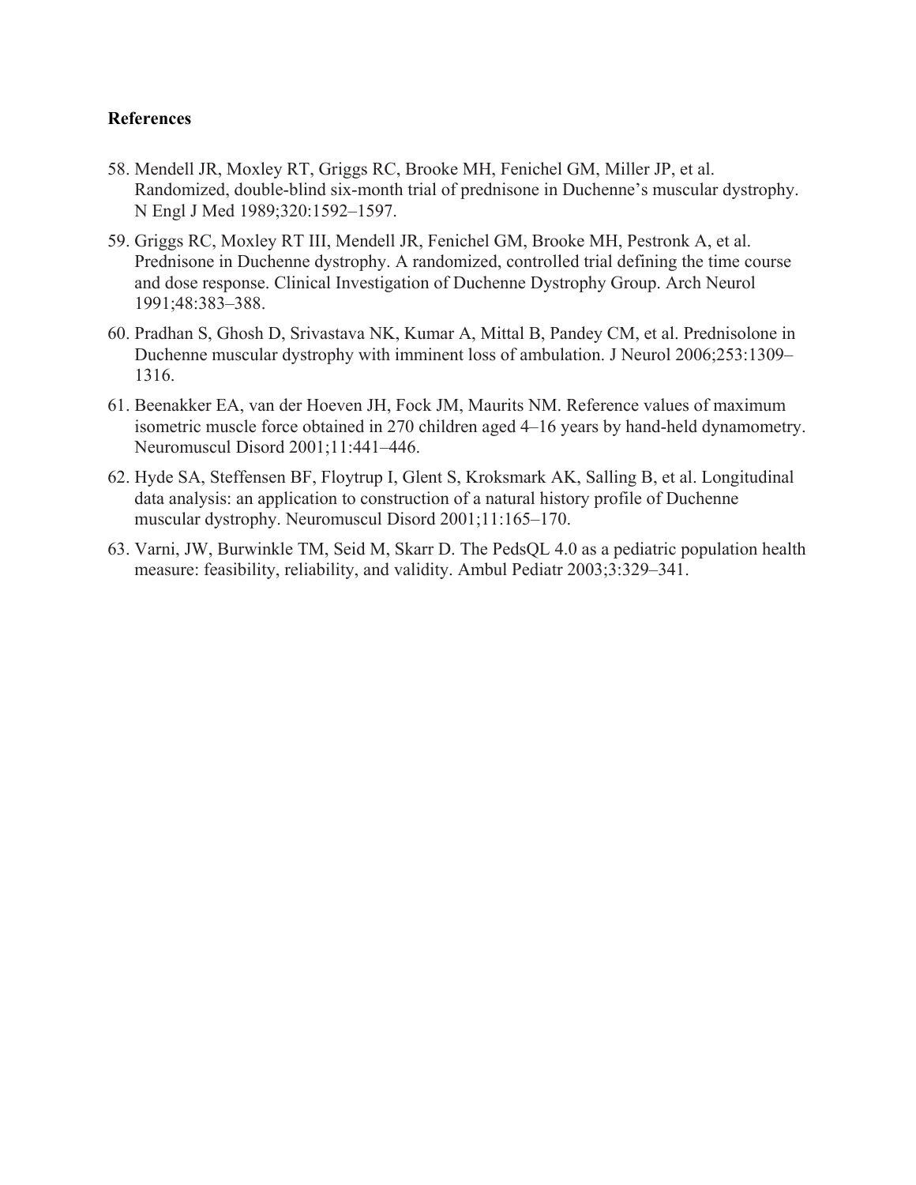**References**

58. Mendell JR, Moxley RT, Griggs RC, Brooke MH, Fenichel GM, Miller JP, et al. Randomized, double-blind six-month trial of prednisone in Duchenne's muscular dystrophy. N Engl J Med 1989;320:1592–1597.
59. Griggs RC, Moxley RT III, Mendell JR, Fenichel GM, Brooke MH, Pestronk A, et al. Prednisone in Duchenne dystrophy. A randomized, controlled trial defining the time course and dose response. Clinical Investigation of Duchenne Dystrophy Group. Arch Neurol 1991;48:383–388.
60. Pradhan S, Ghosh D, Srivastava NK, Kumar A, Mittal B, Pandey CM, et al. Prednisolone in Duchenne muscular dystrophy with imminent loss of ambulation. J Neurol 2006;253:1309–1316.
61. Beenakker EA, van der Hoeven JH, Fock JM, Maurits NM. Reference values of maximum isometric muscle force obtained in 270 children aged 4–16 years by hand-held dynamometry. Neuromuscul Disord 2001;11:441–446.
62. Hyde SA, Steffensen BF, Floytrup I, Glent S, Kroksmark AK, Salling B, et al. Longitudinal data analysis: an application to construction of a natural history profile of Duchenne muscular dystrophy. Neuromuscul Disord 2001;11:165–170.
63. Varni, JW, Burwinkle TM, Seid M, Skarr D. The PedsQL 4.0 as a pediatric population health measure: feasibility, reliability, and validity. Ambul Pediatr 2003;3:329–341.